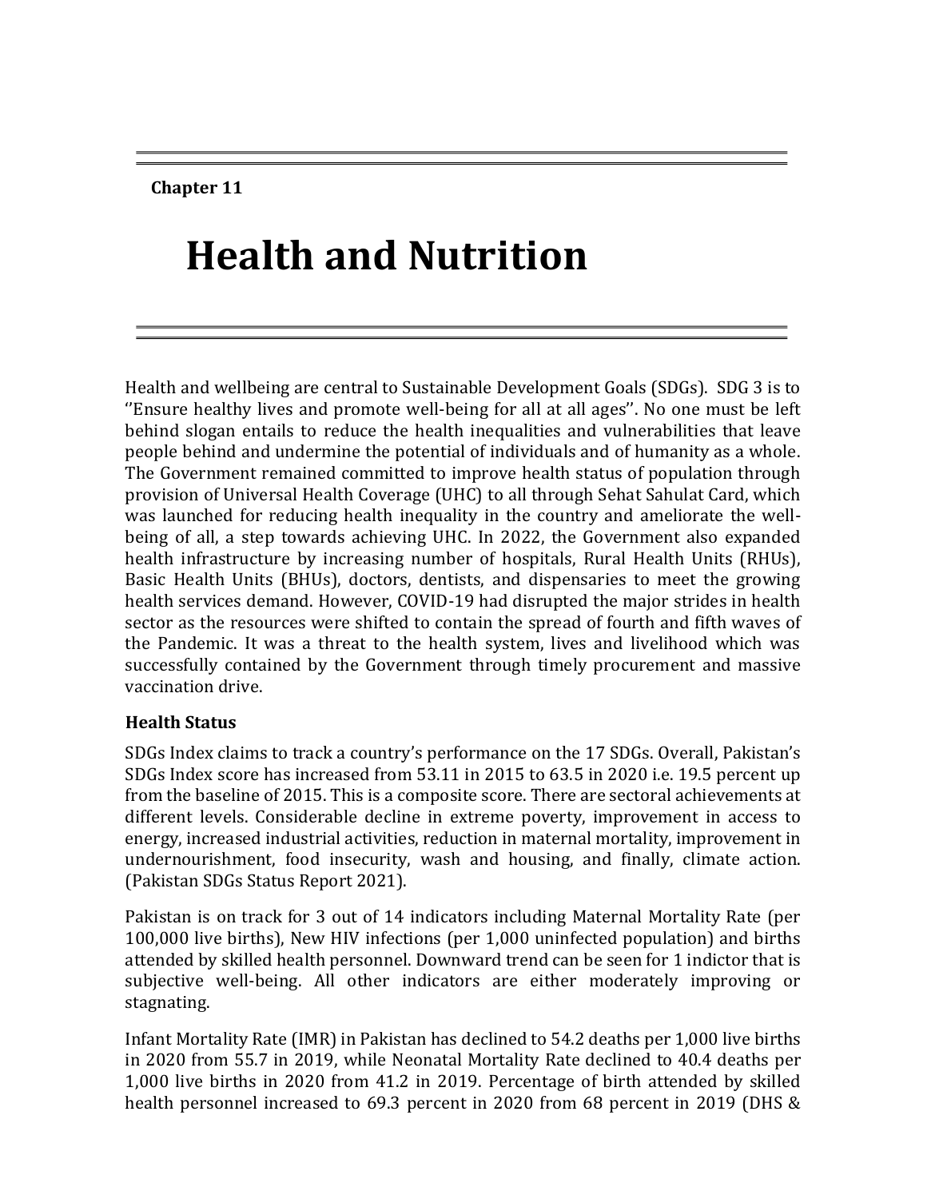Chapter 11

# Health and Nutrition

Health and wellbeing are central to Sustainable Development Goals (SDGs). SDG 3 is to ''Ensure healthy lives and promote well-being for all at all ages''. No one must be left behind slogan entails to reduce the health inequalities and vulnerabilities that leave people behind and undermine the potential of individuals and of humanity as a whole. The Government remained committed to improve health status of population through provision of Universal Health Coverage (UHC) to all through Sehat Sahulat Card, which was launched for reducing health inequality in the country and ameliorate the well-being of all, a step towards achieving UHC. In 2022, the Government also expanded health infrastructure by increasing number of hospitals, Rural Health Units (RHUs), Basic Health Units (BHUs), doctors, dentists, and dispensaries to meet the growing health services demand. However, COVID-19 had disrupted the major strides in health sector as the resources were shifted to contain the spread of fourth and fifth waves of the Pandemic. It was a threat to the health system, lives and livelihood which was successfully contained by the Government through timely procurement and massive vaccination drive.

### Health Status

SDGs Index claims to track a country's performance on the 17 SDGs. Overall, Pakistan's SDGs Index score has increased from 53.11 in 2015 to 63.5 in 2020 i.e. 19.5 percent up from the baseline of 2015. This is a composite score. There are sectoral achievements at different levels. Considerable decline in extreme poverty, improvement in access to energy, increased industrial activities, reduction in maternal mortality, improvement in undernourishment, food insecurity, wash and housing, and finally, climate action. (Pakistan SDGs Status Report 2021).

Pakistan is on track for 3 out of 14 indicators including Maternal Mortality Rate (per 100,000 live births), New HIV infections (per 1,000 uninfected population) and births attended by skilled health personnel. Downward trend can be seen for 1 indictor that is subjective well-being. All other indicators are either moderately improving or stagnating.

Infant Mortality Rate (IMR) in Pakistan has declined to 54.2 deaths per 1,000 live births in 2020 from 55.7 in 2019, while Neonatal Mortality Rate declined to 40.4 deaths per 1,000 live births in 2020 from 41.2 in 2019. Percentage of birth attended by skilled health personnel increased to 69.3 percent in 2020 from 68 percent in 2019 (DHS &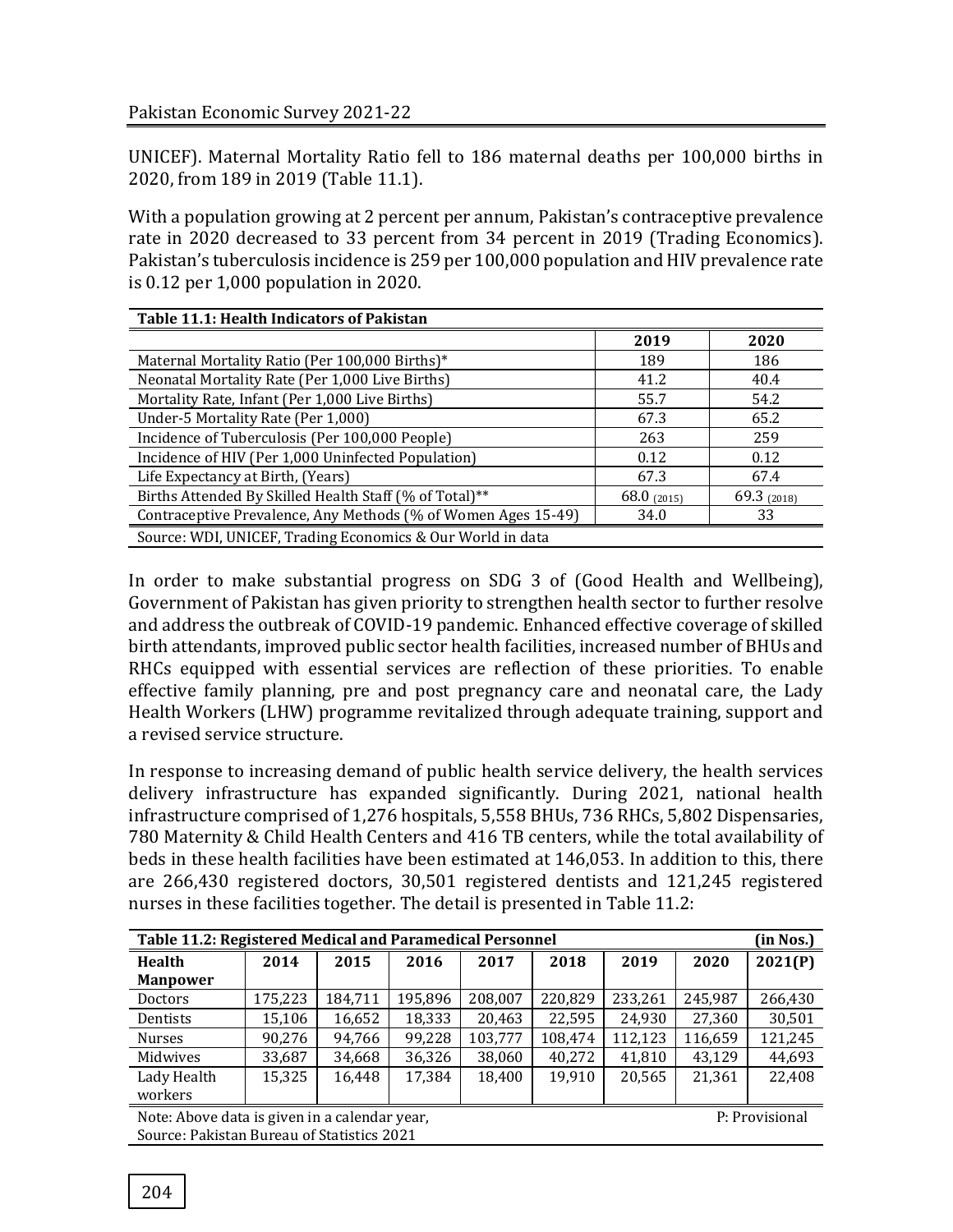UNICEF). Maternal Mortality Ratio fell to 186 maternal deaths per 100,000 births in 2020, from 189 in 2019 (Table 11.1).

With a population growing at 2 percent per annum, Pakistan's contraceptive prevalence rate in 2020 decreased to 33 percent from 34 percent in 2019 (Trading Economics). Pakistan's tuberculosis incidence is 259 per 100,000 population and HIV prevalence rate is 0.12 per 1,000 population in 2020.

**Table 11.1: Health Indicators of Pakistan**

| | 2019 | 2020 |
|---|---|---|
| Maternal Mortality Ratio (Per 100,000 Births)* | 189 | 186 |
| Neonatal Mortality Rate (Per 1,000 Live Births) | 41.2 | 40.4 |
| Mortality Rate, Infant (Per 1,000 Live Births) | 55.7 | 54.2 |
| Under-5 Mortality Rate (Per 1,000) | 67.3 | 65.2 |
| Incidence of Tuberculosis (Per 100,000 People) | 263 | 259 |
| Incidence of HIV (Per 1,000 Uninfected Population) | 0.12 | 0.12 |
| Life Expectancy at Birth, (Years) | 67.3 | 67.4 |
| Births Attended By Skilled Health Staff (% of Total)** | 68.0 (2015) | 69.3 (2018) |
| Contraceptive Prevalence, Any Methods (% of Women Ages 15-49) | 34.0 | 33 |

Source: WDI, UNICEF, Trading Economics & Our World in data

In order to make substantial progress on SDG 3 of (Good Health and Wellbeing), Government of Pakistan has given priority to strengthen health sector to further resolve and address the outbreak of COVID-19 pandemic. Enhanced effective coverage of skilled birth attendants, improved public sector health facilities, increased number of BHUs and RHCs equipped with essential services are reflection of these priorities. To enable effective family planning, pre and post pregnancy care and neonatal care, the Lady Health Workers (LHW) programme revitalized through adequate training, support and a revised service structure.

In response to increasing demand of public health service delivery, the health services delivery infrastructure has expanded significantly. During 2021, national health infrastructure comprised of 1,276 hospitals, 5,558 BHUs, 736 RHCs, 5,802 Dispensaries, 780 Maternity & Child Health Centers and 416 TB centers, while the total availability of beds in these health facilities have been estimated at 146,053. In addition to this, there are 266,430 registered doctors, 30,501 registered dentists and 121,245 registered nurses in these facilities together. The detail is presented in Table 11.2:

**Table 11.2: Registered Medical and Paramedical Personnel** (in Nos.)

| Health Manpower | 2014 | 2015 | 2016 | 2017 | 2018 | 2019 | 2020 | 2021(P) |
|---|---|---|---|---|---|---|---|---|
| Doctors | 175,223 | 184,711 | 195,896 | 208,007 | 220,829 | 233,261 | 245,987 | 266,430 |
| Dentists | 15,106 | 16,652 | 18,333 | 20,463 | 22,595 | 24,930 | 27,360 | 30,501 |
| Nurses | 90,276 | 94,766 | 99,228 | 103,777 | 108,474 | 112,123 | 116,659 | 121,245 |
| Midwives | 33,687 | 34,668 | 36,326 | 38,060 | 40,272 | 41,810 | 43,129 | 44,693 |
| Lady Health workers | 15,325 | 16,448 | 17,384 | 18,400 | 19,910 | 20,565 | 21,361 | 22,408 |

Note: Above data is given in a calendar year, P: Provisional

Source: Pakistan Bureau of Statistics 2021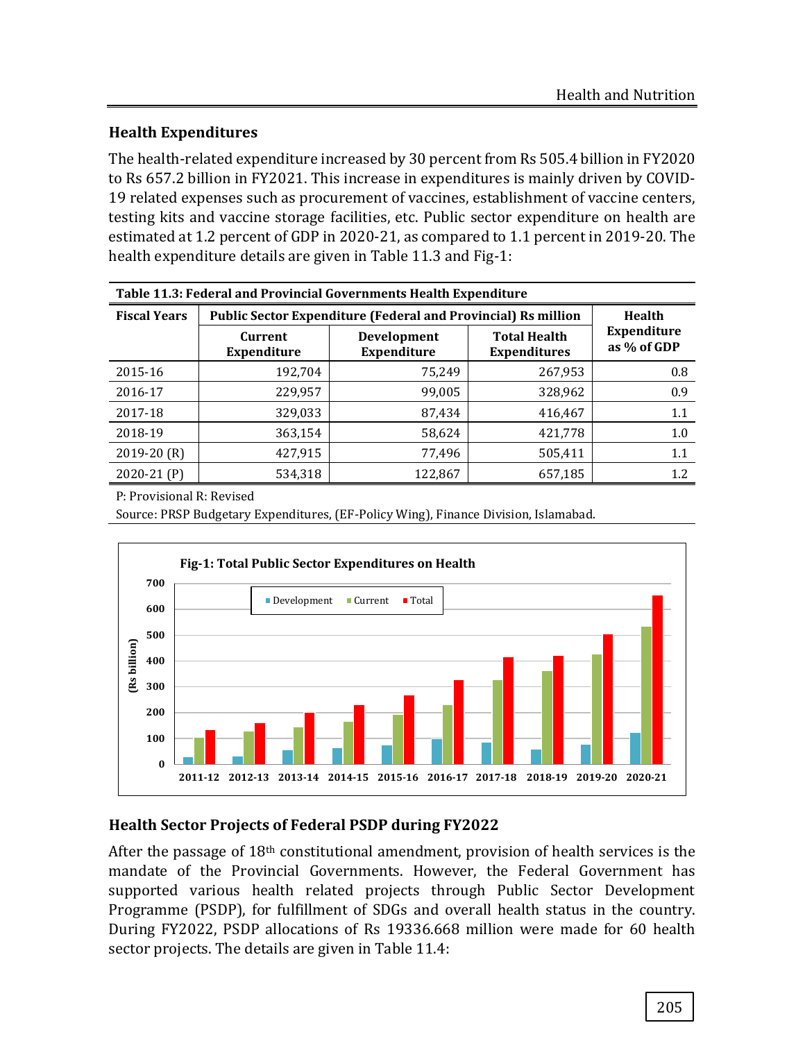## Health Expenditures

The health-related expenditure increased by 30 percent from Rs 505.4 billion in FY2020 to Rs 657.2 billion in FY2021. This increase in expenditures is mainly driven by COVID-19 related expenses such as procurement of vaccines, establishment of vaccine centers, testing kits and vaccine storage facilities, etc. Public sector expenditure on health are estimated at 1.2 percent of GDP in 2020-21, as compared to 1.1 percent in 2019-20. The health expenditure details are given in Table 11.3 and Fig-1:

**Table 11.3: Federal and Provincial Governments Health Expenditure**

| Fiscal Years | Public Sector Expenditure (Federal and Provincial) Rs million | | | Health Expenditure as % of GDP |
|---|---|---|---|---|
| | Current Expenditure | Development Expenditure | Total Health Expenditures | |
| 2015-16 | 192,704 | 75,249 | 267,953 | 0.8 |
| 2016-17 | 229,957 | 99,005 | 328,962 | 0.9 |
| 2017-18 | 329,033 | 87,434 | 416,467 | 1.1 |
| 2018-19 | 363,154 | 58,624 | 421,778 | 1.0 |
| 2019-20 (R) | 427,915 | 77,496 | 505,411 | 1.1 |
| 2020-21 (P) | 534,318 | 122,867 | 657,185 | 1.2 |

P: Provisional R: Revised

Source: PRSP Budgetary Expenditures, (EF-Policy Wing), Finance Division, Islamabad.

**Fig-1: Total Public Sector Expenditures on Health**

## Health Sector Projects of Federal PSDP during FY2022

After the passage of 18th constitutional amendment, provision of health services is the mandate of the Provincial Governments. However, the Federal Government has supported various health related projects through Public Sector Development Programme (PSDP), for fulfillment of SDGs and overall health status in the country. During FY2022, PSDP allocations of Rs 19336.668 million were made for 60 health sector projects. The details are given in Table 11.4: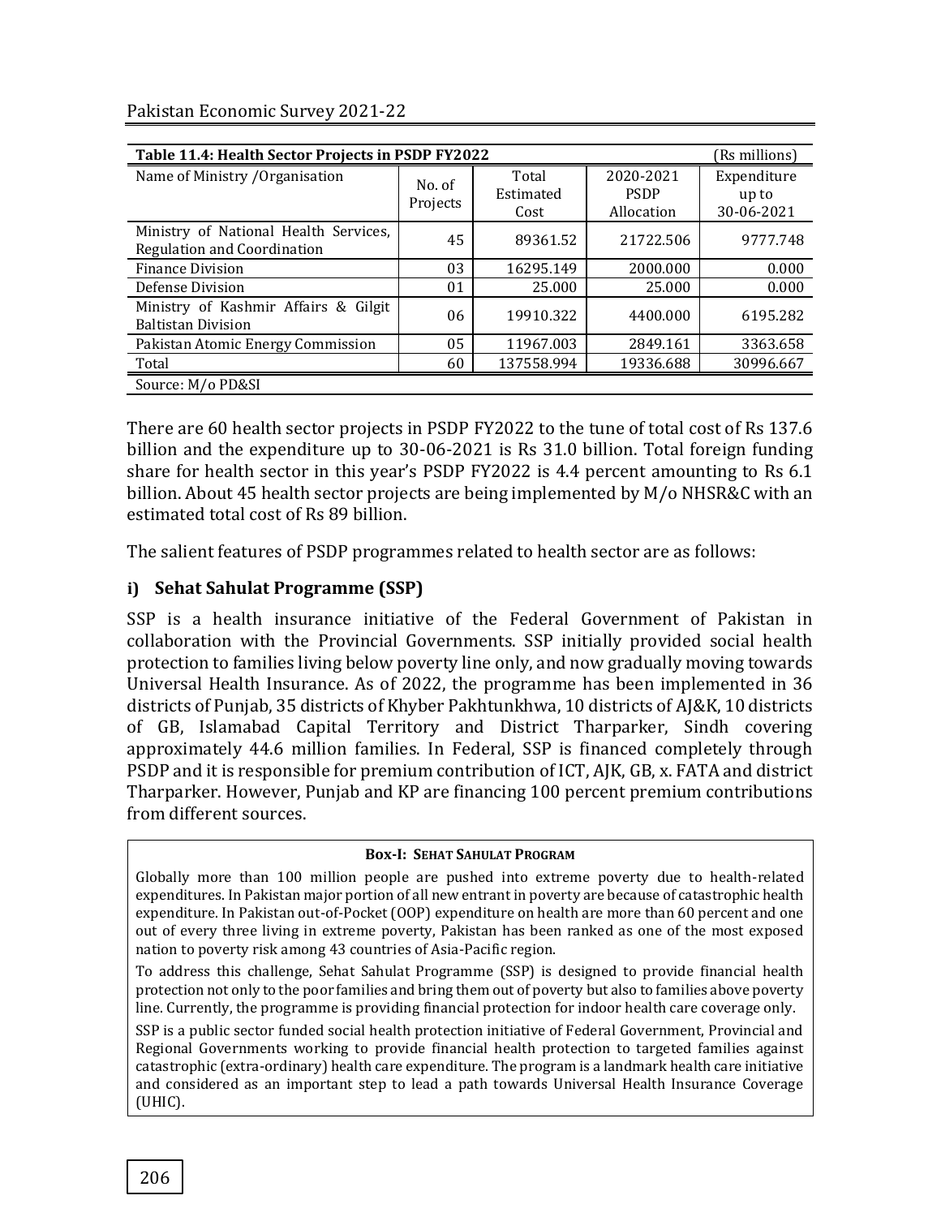**Table 11.4: Health Sector Projects in PSDP FY2022** (Rs millions)

| Name of Ministry /Organisation | No. of Projects | Total Estimated Cost | 2020-2021 PSDP Allocation | Expenditure up to 30-06-2021 |
|---|---|---|---|---|
| Ministry of National Health Services, Regulation and Coordination | 45 | 89361.52 | 21722.506 | 9777.748 |
| Finance Division | 03 | 16295.149 | 2000.000 | 0.000 |
| Defense Division | 01 | 25.000 | 25.000 | 0.000 |
| Ministry of Kashmir Affairs & Gilgit Baltistan Division | 06 | 19910.322 | 4400.000 | 6195.282 |
| Pakistan Atomic Energy Commission | 05 | 11967.003 | 2849.161 | 3363.658 |
| Total | 60 | 137558.994 | 19336.688 | 30996.667 |

Source: M/o PD&SI

There are 60 health sector projects in PSDP FY2022 to the tune of total cost of Rs 137.6 billion and the expenditure up to 30-06-2021 is Rs 31.0 billion. Total foreign funding share for health sector in this year's PSDP FY2022 is 4.4 percent amounting to Rs 6.1 billion. About 45 health sector projects are being implemented by M/o NHSR&C with an estimated total cost of Rs 89 billion.

The salient features of PSDP programmes related to health sector are as follows:

### i) Sehat Sahulat Programme (SSP)

SSP is a health insurance initiative of the Federal Government of Pakistan in collaboration with the Provincial Governments. SSP initially provided social health protection to families living below poverty line only, and now gradually moving towards Universal Health Insurance. As of 2022, the programme has been implemented in 36 districts of Punjab, 35 districts of Khyber Pakhtunkhwa, 10 districts of AJ&K, 10 districts of GB, Islamabad Capital Territory and District Tharparker, Sindh covering approximately 44.6 million families. In Federal, SSP is financed completely through PSDP and it is responsible for premium contribution of ICT, AJK, GB, x. FATA and district Tharparker. However, Punjab and KP are financing 100 percent premium contributions from different sources.

**Box-I: Sehat Sahulat Program**

Globally more than 100 million people are pushed into extreme poverty due to health-related expenditures. In Pakistan major portion of all new entrant in poverty are because of catastrophic health expenditure. In Pakistan out-of-Pocket (OOP) expenditure on health are more than 60 percent and one out of every three living in extreme poverty, Pakistan has been ranked as one of the most exposed nation to poverty risk among 43 countries of Asia-Pacific region.

To address this challenge, Sehat Sahulat Programme (SSP) is designed to provide financial health protection not only to the poor families and bring them out of poverty but also to families above poverty line. Currently, the programme is providing financial protection for indoor health care coverage only.

SSP is a public sector funded social health protection initiative of Federal Government, Provincial and Regional Governments working to provide financial health protection to targeted families against catastrophic (extra-ordinary) health care expenditure. The program is a landmark health care initiative and considered as an important step to lead a path towards Universal Health Insurance Coverage (UHIC).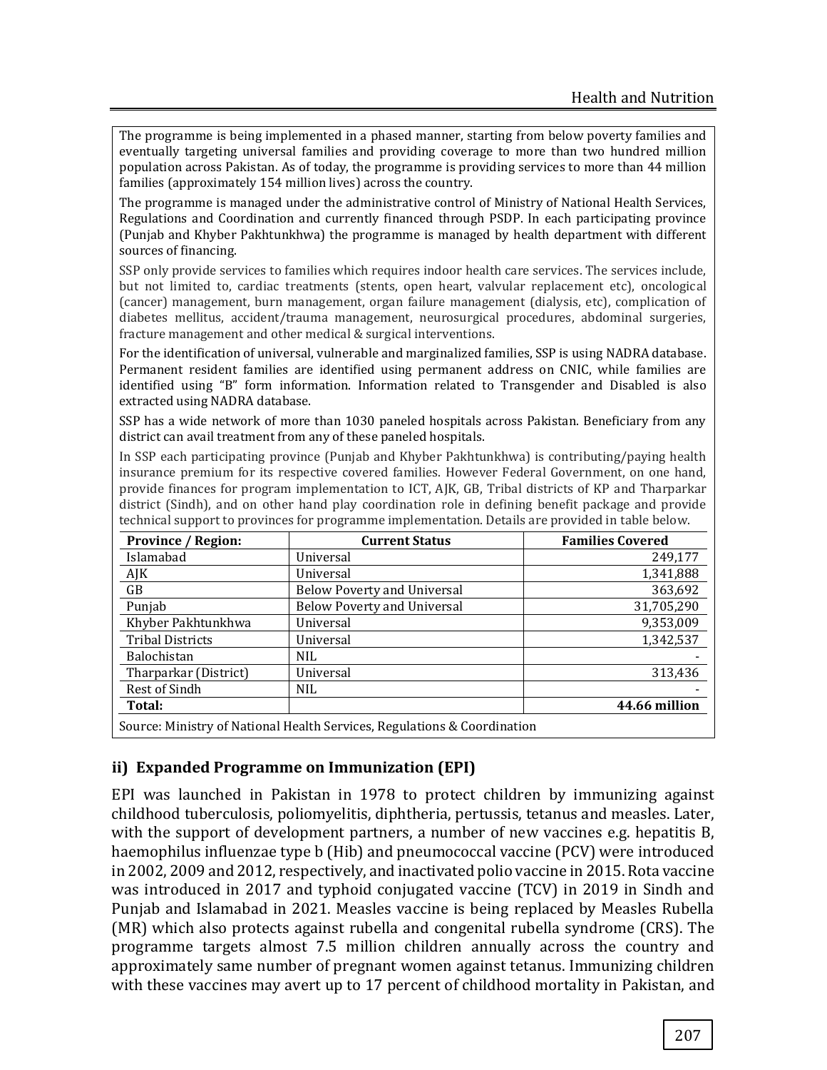The programme is being implemented in a phased manner, starting from below poverty families and eventually targeting universal families and providing coverage to more than two hundred million population across Pakistan. As of today, the programme is providing services to more than 44 million families (approximately 154 million lives) across the country.

The programme is managed under the administrative control of Ministry of National Health Services, Regulations and Coordination and currently financed through PSDP. In each participating province (Punjab and Khyber Pakhtunkhwa) the programme is managed by health department with different sources of financing.

SSP only provide services to families which requires indoor health care services. The services include, but not limited to, cardiac treatments (stents, open heart, valvular replacement etc), oncological (cancer) management, burn management, organ failure management (dialysis, etc), complication of diabetes mellitus, accident/trauma management, neurosurgical procedures, abdominal surgeries, fracture management and other medical & surgical interventions.

For the identification of universal, vulnerable and marginalized families, SSP is using NADRA database. Permanent resident families are identified using permanent address on CNIC, while families are identified using "B" form information. Information related to Transgender and Disabled is also extracted using NADRA database.

SSP has a wide network of more than 1030 paneled hospitals across Pakistan. Beneficiary from any district can avail treatment from any of these paneled hospitals.

In SSP each participating province (Punjab and Khyber Pakhtunkhwa) is contributing/paying health insurance premium for its respective covered families. However Federal Government, on one hand, provide finances for program implementation to ICT, AJK, GB, Tribal districts of KP and Tharparkar district (Sindh), and on other hand play coordination role in defining benefit package and provide technical support to provinces for programme implementation. Details are provided in table below.

| Province / Region: | Current Status | Families Covered |
|---|---|---|
| Islamabad | Universal | 249,177 |
| AJK | Universal | 1,341,888 |
| GB | Below Poverty and Universal | 363,692 |
| Punjab | Below Poverty and Universal | 31,705,290 |
| Khyber Pakhtunkhwa | Universal | 9,353,009 |
| Tribal Districts | Universal | 1,342,537 |
| Balochistan | NIL | - |
| Tharparkar (District) | Universal | 313,436 |
| Rest of Sindh | NIL | - |
| **Total:** | | **44.66 million** |

Source: Ministry of National Health Services, Regulations & Coordination

### ii) Expanded Programme on Immunization (EPI)

EPI was launched in Pakistan in 1978 to protect children by immunizing against childhood tuberculosis, poliomyelitis, diphtheria, pertussis, tetanus and measles. Later, with the support of development partners, a number of new vaccines e.g. hepatitis B, haemophilus influenzae type b (Hib) and pneumococcal vaccine (PCV) were introduced in 2002, 2009 and 2012, respectively, and inactivated polio vaccine in 2015. Rota vaccine was introduced in 2017 and typhoid conjugated vaccine (TCV) in 2019 in Sindh and Punjab and Islamabad in 2021. Measles vaccine is being replaced by Measles Rubella (MR) which also protects against rubella and congenital rubella syndrome (CRS). The programme targets almost 7.5 million children annually across the country and approximately same number of pregnant women against tetanus. Immunizing children with these vaccines may avert up to 17 percent of childhood mortality in Pakistan, and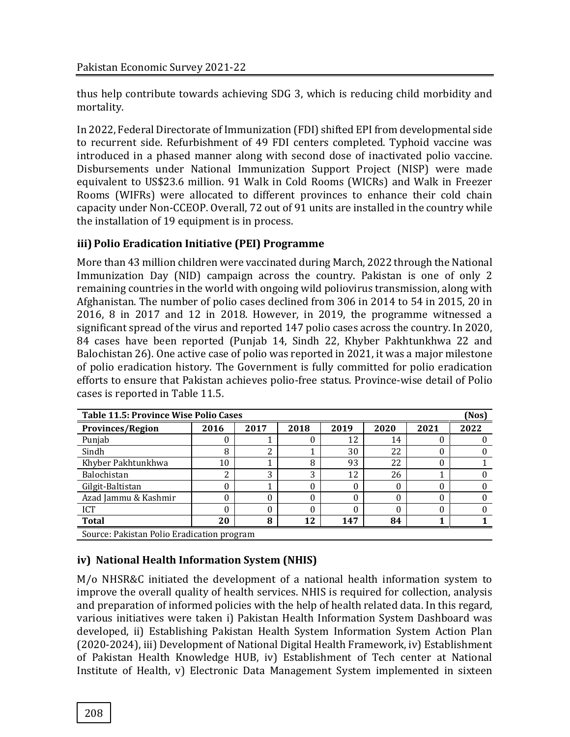thus help contribute towards achieving SDG 3, which is reducing child morbidity and mortality.

In 2022, Federal Directorate of Immunization (FDI) shifted EPI from developmental side to recurrent side. Refurbishment of 49 FDI centers completed. Typhoid vaccine was introduced in a phased manner along with second dose of inactivated polio vaccine. Disbursements under National Immunization Support Project (NISP) were made equivalent to US$23.6 million. 91 Walk in Cold Rooms (WICRs) and Walk in Freezer Rooms (WIFRs) were allocated to different provinces to enhance their cold chain capacity under Non-CCEOP. Overall, 72 out of 91 units are installed in the country while the installation of 19 equipment is in process.

### iii) Polio Eradication Initiative (PEI) Programme

More than 43 million children were vaccinated during March, 2022 through the National Immunization Day (NID) campaign across the country. Pakistan is one of only 2 remaining countries in the world with ongoing wild poliovirus transmission, along with Afghanistan. The number of polio cases declined from 306 in 2014 to 54 in 2015, 20 in 2016, 8 in 2017 and 12 in 2018. However, in 2019, the programme witnessed a significant spread of the virus and reported 147 polio cases across the country. In 2020, 84 cases have been reported (Punjab 14, Sindh 22, Khyber Pakhtunkhwa 22 and Balochistan 26). One active case of polio was reported in 2021, it was a major milestone of polio eradication history. The Government is fully committed for polio eradication efforts to ensure that Pakistan achieves polio-free status. Province-wise detail of Polio cases is reported in Table 11.5.

**Table 11.5: Province Wise Polio Cases** (Nos)

| Provinces/Region | 2016 | 2017 | 2018 | 2019 | 2020 | 2021 | 2022 |
|---|---|---|---|---|---|---|---|
| Punjab | 0 | 1 | 0 | 12 | 14 | 0 | 0 |
| Sindh | 8 | 2 | 1 | 30 | 22 | 0 | 0 |
| Khyber Pakhtunkhwa | 10 | 1 | 8 | 93 | 22 | 0 | 1 |
| Balochistan | 2 | 3 | 3 | 12 | 26 | 1 | 0 |
| Gilgit-Baltistan | 0 | 1 | 0 | 0 | 0 | 0 | 0 |
| Azad Jammu & Kashmir | 0 | 0 | 0 | 0 | 0 | 0 | 0 |
| ICT | 0 | 0 | 0 | 0 | 0 | 0 | 0 |
| **Total** | **20** | **8** | **12** | **147** | **84** | **1** | **1** |

Source: Pakistan Polio Eradication program

### iv) National Health Information System (NHIS)

M/o NHSR&C initiated the development of a national health information system to improve the overall quality of health services. NHIS is required for collection, analysis and preparation of informed policies with the help of health related data. In this regard, various initiatives were taken i) Pakistan Health Information System Dashboard was developed, ii) Establishing Pakistan Health System Information System Action Plan (2020-2024), iii) Development of National Digital Health Framework, iv) Establishment of Pakistan Health Knowledge HUB, iv) Establishment of Tech center at National Institute of Health, v) Electronic Data Management System implemented in sixteen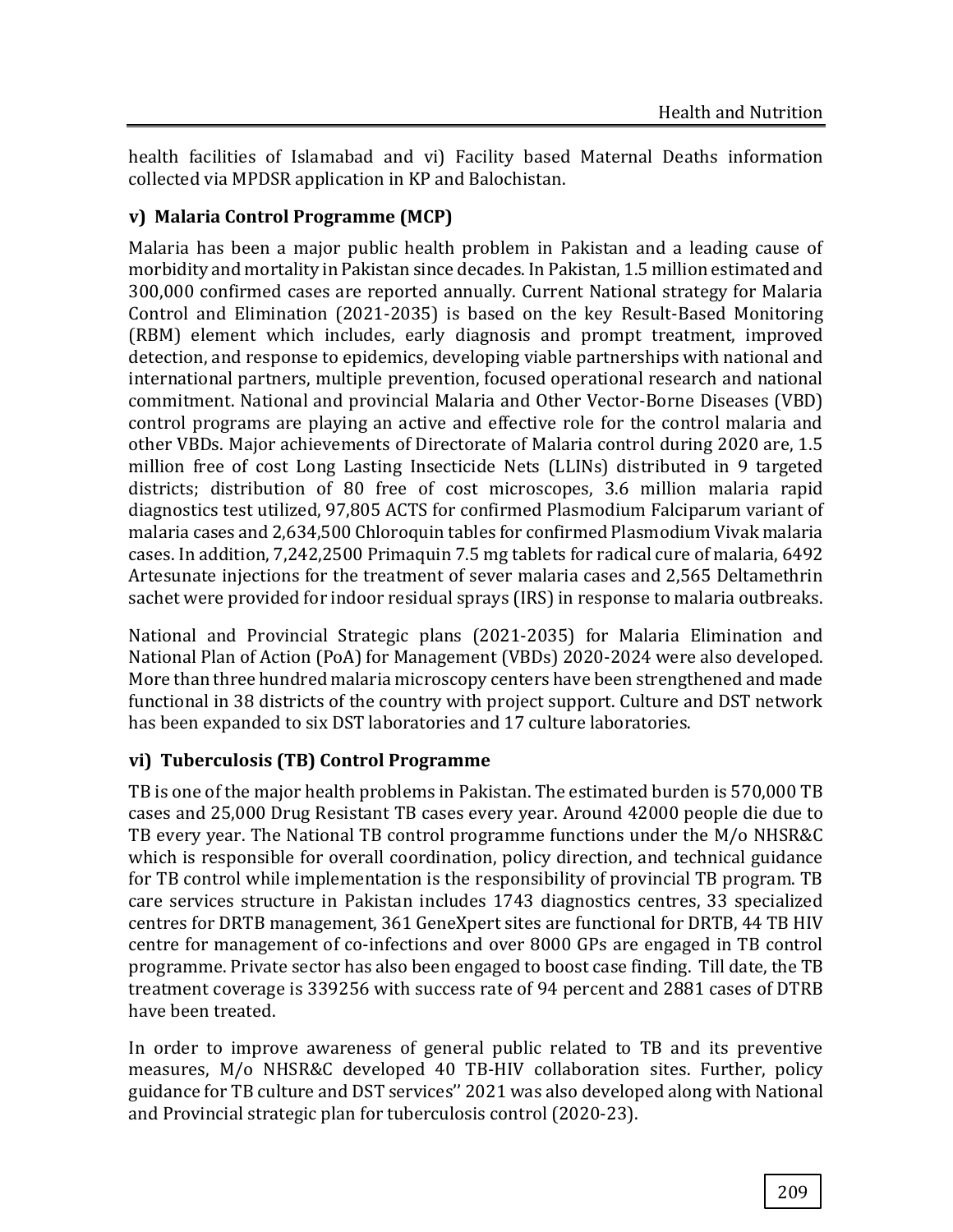health facilities of Islamabad and vi) Facility based Maternal Deaths information collected via MPDSR application in KP and Balochistan.

### v) Malaria Control Programme (MCP)

Malaria has been a major public health problem in Pakistan and a leading cause of morbidity and mortality in Pakistan since decades. In Pakistan, 1.5 million estimated and 300,000 confirmed cases are reported annually. Current National strategy for Malaria Control and Elimination (2021-2035) is based on the key Result-Based Monitoring (RBM) element which includes, early diagnosis and prompt treatment, improved detection, and response to epidemics, developing viable partnerships with national and international partners, multiple prevention, focused operational research and national commitment. National and provincial Malaria and Other Vector-Borne Diseases (VBD) control programs are playing an active and effective role for the control malaria and other VBDs. Major achievements of Directorate of Malaria control during 2020 are, 1.5 million free of cost Long Lasting Insecticide Nets (LLINs) distributed in 9 targeted districts; distribution of 80 free of cost microscopes, 3.6 million malaria rapid diagnostics test utilized, 97,805 ACTS for confirmed Plasmodium Falciparum variant of malaria cases and 2,634,500 Chloroquin tables for confirmed Plasmodium Vivak malaria cases. In addition, 7,242,2500 Primaquin 7.5 mg tablets for radical cure of malaria, 6492 Artesunate injections for the treatment of sever malaria cases and 2,565 Deltamethrin sachet were provided for indoor residual sprays (IRS) in response to malaria outbreaks.

National and Provincial Strategic plans (2021-2035) for Malaria Elimination and National Plan of Action (PoA) for Management (VBDs) 2020-2024 were also developed. More than three hundred malaria microscopy centers have been strengthened and made functional in 38 districts of the country with project support. Culture and DST network has been expanded to six DST laboratories and 17 culture laboratories.

### vi) Tuberculosis (TB) Control Programme

TB is one of the major health problems in Pakistan. The estimated burden is 570,000 TB cases and 25,000 Drug Resistant TB cases every year. Around 42000 people die due to TB every year. The National TB control programme functions under the M/o NHSR&C which is responsible for overall coordination, policy direction, and technical guidance for TB control while implementation is the responsibility of provincial TB program. TB care services structure in Pakistan includes 1743 diagnostics centres, 33 specialized centres for DRTB management, 361 GeneXpert sites are functional for DRTB, 44 TB HIV centre for management of co-infections and over 8000 GPs are engaged in TB control programme. Private sector has also been engaged to boost case finding. Till date, the TB treatment coverage is 339256 with success rate of 94 percent and 2881 cases of DTRB have been treated.

In order to improve awareness of general public related to TB and its preventive measures, M/o NHSR&C developed 40 TB-HIV collaboration sites. Further, policy guidance for TB culture and DST services'' 2021 was also developed along with National and Provincial strategic plan for tuberculosis control (2020-23).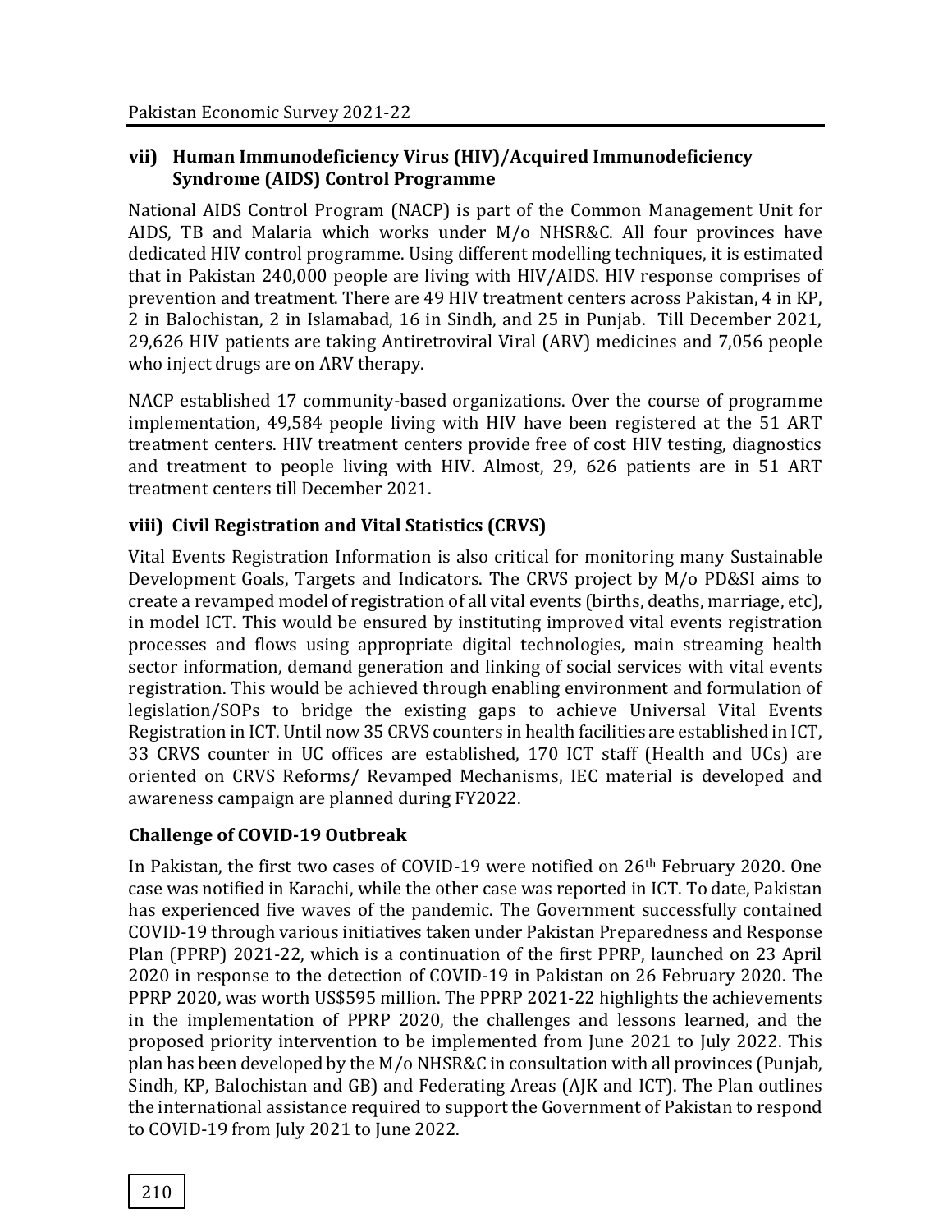### vii) Human Immunodeficiency Virus (HIV)/Acquired Immunodeficiency Syndrome (AIDS) Control Programme

National AIDS Control Program (NACP) is part of the Common Management Unit for AIDS, TB and Malaria which works under M/o NHSR&C. All four provinces have dedicated HIV control programme. Using different modelling techniques, it is estimated that in Pakistan 240,000 people are living with HIV/AIDS. HIV response comprises of prevention and treatment. There are 49 HIV treatment centers across Pakistan, 4 in KP, 2 in Balochistan, 2 in Islamabad, 16 in Sindh, and 25 in Punjab. Till December 2021, 29,626 HIV patients are taking Antiretroviral Viral (ARV) medicines and 7,056 people who inject drugs are on ARV therapy.

NACP established 17 community-based organizations. Over the course of programme implementation, 49,584 people living with HIV have been registered at the 51 ART treatment centers. HIV treatment centers provide free of cost HIV testing, diagnostics and treatment to people living with HIV. Almost, 29, 626 patients are in 51 ART treatment centers till December 2021.

### viii) Civil Registration and Vital Statistics (CRVS)

Vital Events Registration Information is also critical for monitoring many Sustainable Development Goals, Targets and Indicators. The CRVS project by M/o PD&SI aims to create a revamped model of registration of all vital events (births, deaths, marriage, etc), in model ICT. This would be ensured by instituting improved vital events registration processes and flows using appropriate digital technologies, main streaming health sector information, demand generation and linking of social services with vital events registration. This would be achieved through enabling environment and formulation of legislation/SOPs to bridge the existing gaps to achieve Universal Vital Events Registration in ICT. Until now 35 CRVS counters in health facilities are established in ICT, 33 CRVS counter in UC offices are established, 170 ICT staff (Health and UCs) are oriented on CRVS Reforms/ Revamped Mechanisms, IEC material is developed and awareness campaign are planned during FY2022.

### Challenge of COVID-19 Outbreak

In Pakistan, the first two cases of COVID-19 were notified on 26th February 2020. One case was notified in Karachi, while the other case was reported in ICT. To date, Pakistan has experienced five waves of the pandemic. The Government successfully contained COVID-19 through various initiatives taken under Pakistan Preparedness and Response Plan (PPRP) 2021-22, which is a continuation of the first PPRP, launched on 23 April 2020 in response to the detection of COVID-19 in Pakistan on 26 February 2020. The PPRP 2020, was worth US$595 million. The PPRP 2021-22 highlights the achievements in the implementation of PPRP 2020, the challenges and lessons learned, and the proposed priority intervention to be implemented from June 2021 to July 2022. This plan has been developed by the M/o NHSR&C in consultation with all provinces (Punjab, Sindh, KP, Balochistan and GB) and Federating Areas (AJK and ICT). The Plan outlines the international assistance required to support the Government of Pakistan to respond to COVID-19 from July 2021 to June 2022.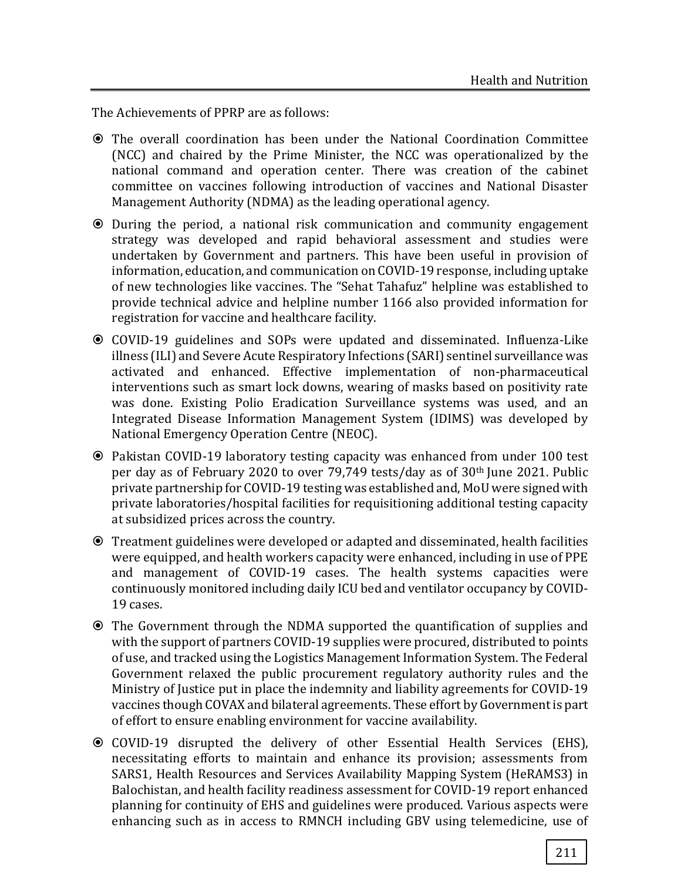The Achievements of PPRP are as follows:

- The overall coordination has been under the National Coordination Committee (NCC) and chaired by the Prime Minister, the NCC was operationalized by the national command and operation center. There was creation of the cabinet committee on vaccines following introduction of vaccines and National Disaster Management Authority (NDMA) as the leading operational agency.
- During the period, a national risk communication and community engagement strategy was developed and rapid behavioral assessment and studies were undertaken by Government and partners. This have been useful in provision of information, education, and communication on COVID-19 response, including uptake of new technologies like vaccines. The "Sehat Tahafuz" helpline was established to provide technical advice and helpline number 1166 also provided information for registration for vaccine and healthcare facility.
- COVID-19 guidelines and SOPs were updated and disseminated. Influenza-Like illness (ILI) and Severe Acute Respiratory Infections (SARI) sentinel surveillance was activated and enhanced. Effective implementation of non-pharmaceutical interventions such as smart lock downs, wearing of masks based on positivity rate was done. Existing Polio Eradication Surveillance systems was used, and an Integrated Disease Information Management System (IDIMS) was developed by National Emergency Operation Centre (NEOC).
- Pakistan COVID-19 laboratory testing capacity was enhanced from under 100 test per day as of February 2020 to over 79,749 tests/day as of 30th June 2021. Public private partnership for COVID-19 testing was established and, MoU were signed with private laboratories/hospital facilities for requisitioning additional testing capacity at subsidized prices across the country.
- Treatment guidelines were developed or adapted and disseminated, health facilities were equipped, and health workers capacity were enhanced, including in use of PPE and management of COVID-19 cases. The health systems capacities were continuously monitored including daily ICU bed and ventilator occupancy by COVID-19 cases.
- The Government through the NDMA supported the quantification of supplies and with the support of partners COVID-19 supplies were procured, distributed to points of use, and tracked using the Logistics Management Information System. The Federal Government relaxed the public procurement regulatory authority rules and the Ministry of Justice put in place the indemnity and liability agreements for COVID-19 vaccines though COVAX and bilateral agreements. These effort by Government is part of effort to ensure enabling environment for vaccine availability.
- COVID-19 disrupted the delivery of other Essential Health Services (EHS), necessitating efforts to maintain and enhance its provision; assessments from SARS1, Health Resources and Services Availability Mapping System (HeRAMS3) in Balochistan, and health facility readiness assessment for COVID-19 report enhanced planning for continuity of EHS and guidelines were produced. Various aspects were enhancing such as in access to RMNCH including GBV using telemedicine, use of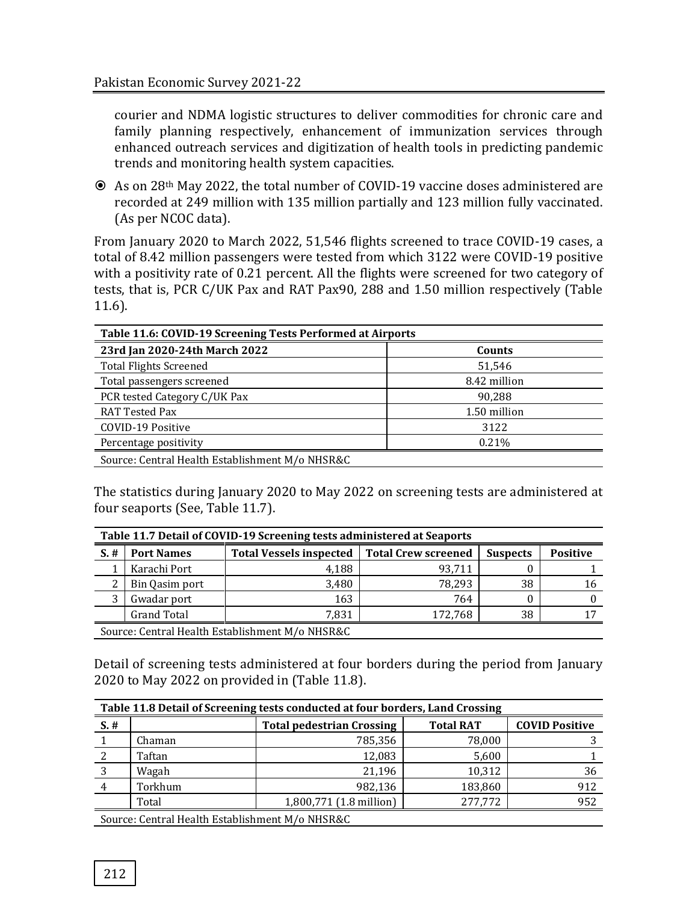courier and NDMA logistic structures to deliver commodities for chronic care and family planning respectively, enhancement of immunization services through enhanced outreach services and digitization of health tools in predicting pandemic trends and monitoring health system capacities.

- As on 28th May 2022, the total number of COVID-19 vaccine doses administered are recorded at 249 million with 135 million partially and 123 million fully vaccinated. (As per NCOC data).

From January 2020 to March 2022, 51,546 flights screened to trace COVID-19 cases, a total of 8.42 million passengers were tested from which 3122 were COVID-19 positive with a positivity rate of 0.21 percent. All the flights were screened for two category of tests, that is, PCR C/UK Pax and RAT Pax90, 288 and 1.50 million respectively (Table 11.6).

**Table 11.6: COVID-19 Screening Tests Performed at Airports**

| 23rd Jan 2020-24th March 2022 | Counts |
|---|---|
| Total Flights Screened | 51,546 |
| Total passengers screened | 8.42 million |
| PCR tested Category C/UK Pax | 90,288 |
| RAT Tested Pax | 1.50 million |
| COVID-19 Positive | 3122 |
| Percentage positivity | 0.21% |

Source: Central Health Establishment M/o NHSR&C

The statistics during January 2020 to May 2022 on screening tests are administered at four seaports (See, Table 11.7).

**Table 11.7 Detail of COVID-19 Screening tests administered at Seaports**

| S. # | Port Names | Total Vessels inspected | Total Crew screened | Suspects | Positive |
|---|---|---|---|---|---|
| 1 | Karachi Port | 4,188 | 93,711 | 0 | 1 |
| 2 | Bin Qasim port | 3,480 | 78,293 | 38 | 16 |
| 3 | Gwadar port | 163 | 764 | 0 | 0 |
| | Grand Total | 7,831 | 172,768 | 38 | 17 |

Source: Central Health Establishment M/o NHSR&C

Detail of screening tests administered at four borders during the period from January 2020 to May 2022 on provided in (Table 11.8).

**Table 11.8 Detail of Screening tests conducted at four borders, Land Crossing**

| S. # | | Total pedestrian Crossing | Total RAT | COVID Positive |
|---|---|---|---|---|
| 1 | Chaman | 785,356 | 78,000 | 3 |
| 2 | Taftan | 12,083 | 5,600 | 1 |
| 3 | Wagah | 21,196 | 10,312 | 36 |
| 4 | Torkhum | 982,136 | 183,860 | 912 |
| | Total | 1,800,771 (1.8 million) | 277,772 | 952 |

Source: Central Health Establishment M/o NHSR&C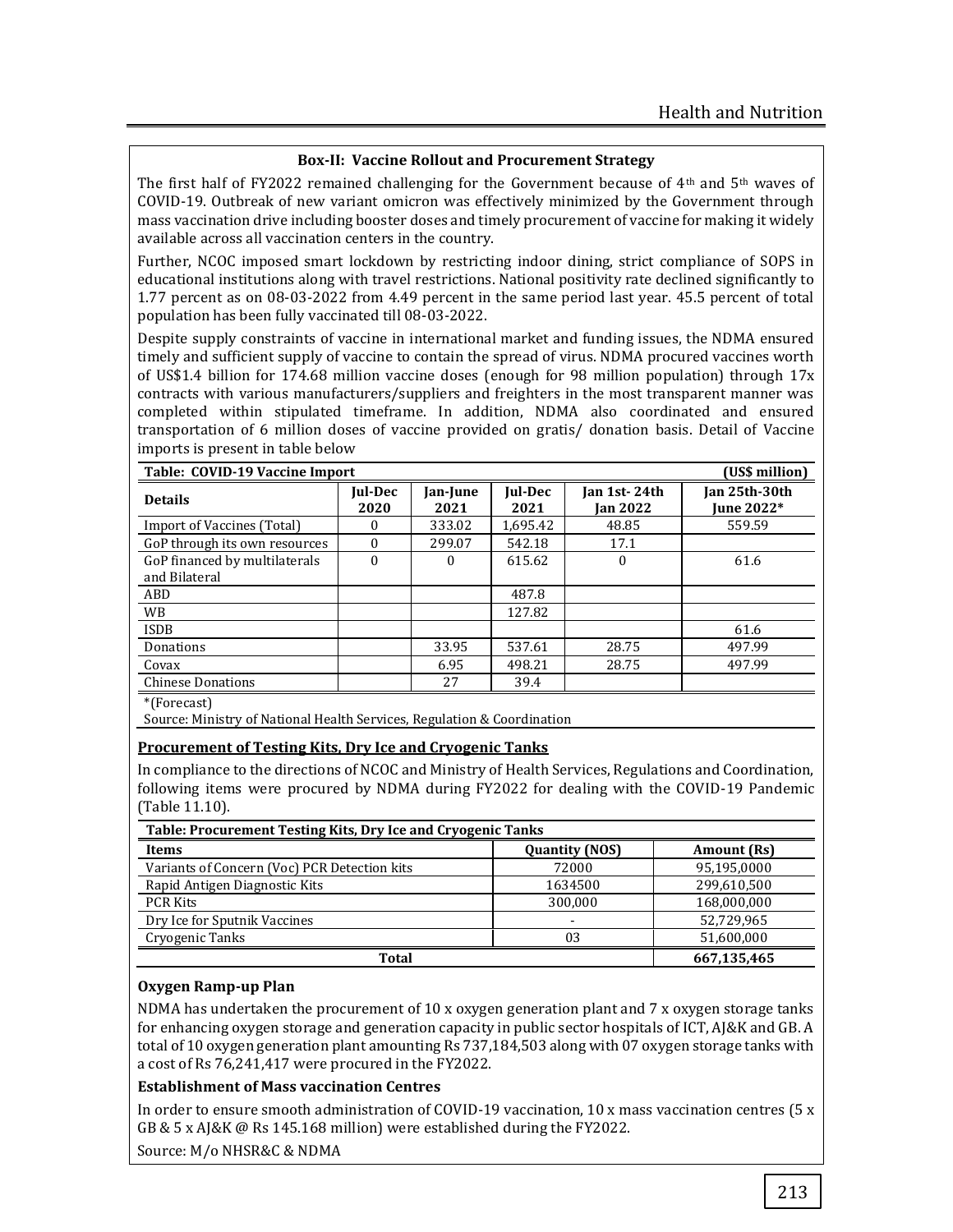### Box-II: Vaccine Rollout and Procurement Strategy

The first half of FY2022 remained challenging for the Government because of 4th and 5th waves of COVID-19. Outbreak of new variant omicron was effectively minimized by the Government through mass vaccination drive including booster doses and timely procurement of vaccine for making it widely available across all vaccination centers in the country.

Further, NCOC imposed smart lockdown by restricting indoor dining, strict compliance of SOPS in educational institutions along with travel restrictions. National positivity rate declined significantly to 1.77 percent as on 08-03-2022 from 4.49 percent in the same period last year. 45.5 percent of total population has been fully vaccinated till 08-03-2022.

Despite supply constraints of vaccine in international market and funding issues, the NDMA ensured timely and sufficient supply of vaccine to contain the spread of virus. NDMA procured vaccines worth of US$1.4 billion for 174.68 million vaccine doses (enough for 98 million population) through 17x contracts with various manufacturers/suppliers and freighters in the most transparent manner was completed within stipulated timeframe. In addition, NDMA also coordinated and ensured transportation of 6 million doses of vaccine provided on gratis/ donation basis. Detail of Vaccine imports is present in table below

**Table: COVID-19 Vaccine Import** (US$ million)

| Details | Jul-Dec 2020 | Jan-June 2021 | Jul-Dec 2021 | Jan 1st- 24th Jan 2022 | Jan 25th-30th June 2022* |
|---|---|---|---|---|---|
| Import of Vaccines (Total) | 0 | 333.02 | 1,695.42 | 48.85 | 559.59 |
| GoP through its own resources | 0 | 299.07 | 542.18 | 17.1 | |
| GoP financed by multilaterals and Bilateral | 0 | 0 | 615.62 | 0 | 61.6 |
| ABD | | | 487.8 | | |
| WB | | | 127.82 | | |
| ISDB | | | | | 61.6 |
| Donations | | 33.95 | 537.61 | 28.75 | 497.99 |
| Covax | | 6.95 | 498.21 | 28.75 | 497.99 |
| Chinese Donations | | 27 | 39.4 | | |

*(Forecast)

Source: Ministry of National Health Services, Regulation & Coordination

**Procurement of Testing Kits, Dry Ice and Cryogenic Tanks**

In compliance to the directions of NCOC and Ministry of Health Services, Regulations and Coordination, following items were procured by NDMA during FY2022 for dealing with the COVID-19 Pandemic (Table 11.10).

**Table: Procurement Testing Kits, Dry Ice and Cryogenic Tanks**

| Items | Quantity (NOS) | Amount (Rs) |
|---|---|---|
| Variants of Concern (Voc) PCR Detection kits | 72000 | 95,195,0000 |
| Rapid Antigen Diagnostic Kits | 1634500 | 299,610,500 |
| PCR Kits | 300,000 | 168,000,000 |
| Dry Ice for Sputnik Vaccines | - | 52,729,965 |
| Cryogenic Tanks | 03 | 51,600,000 |
| **Total** | | **667,135,465** |

**Oxygen Ramp-up Plan**

NDMA has undertaken the procurement of 10 x oxygen generation plant and 7 x oxygen storage tanks for enhancing oxygen storage and generation capacity in public sector hospitals of ICT, AJ&K and GB. A total of 10 oxygen generation plant amounting Rs 737,184,503 along with 07 oxygen storage tanks with a cost of Rs 76,241,417 were procured in the FY2022.

**Establishment of Mass vaccination Centres**

In order to ensure smooth administration of COVID-19 vaccination, 10 x mass vaccination centres (5 x GB & 5 x AJ&K @ Rs 145.168 million) were established during the FY2022.

Source: M/o NHSR&C & NDMA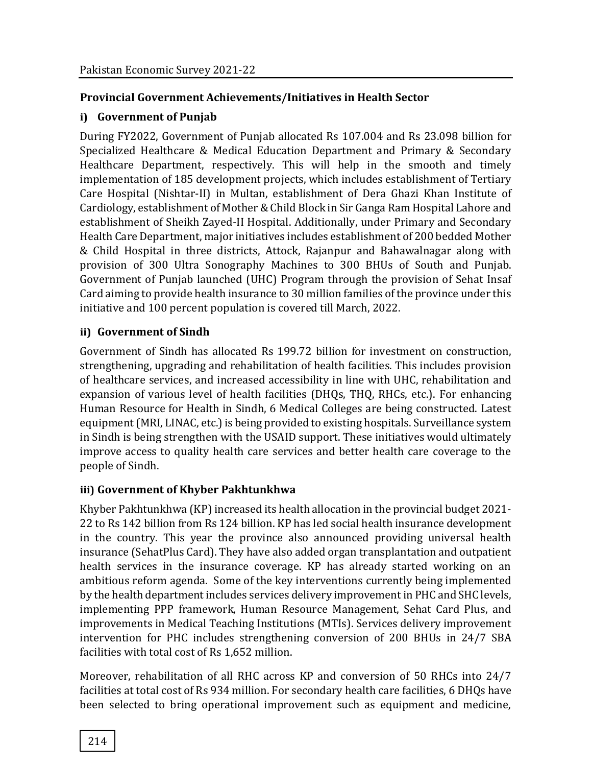## Provincial Government Achievements/Initiatives in Health Sector

### i) Government of Punjab

During FY2022, Government of Punjab allocated Rs 107.004 and Rs 23.098 billion for Specialized Healthcare & Medical Education Department and Primary & Secondary Healthcare Department, respectively. This will help in the smooth and timely implementation of 185 development projects, which includes establishment of Tertiary Care Hospital (Nishtar-II) in Multan, establishment of Dera Ghazi Khan Institute of Cardiology, establishment of Mother & Child Block in Sir Ganga Ram Hospital Lahore and establishment of Sheikh Zayed-II Hospital. Additionally, under Primary and Secondary Health Care Department, major initiatives includes establishment of 200 bedded Mother & Child Hospital in three districts, Attock, Rajanpur and Bahawalnagar along with provision of 300 Ultra Sonography Machines to 300 BHUs of South and Punjab. Government of Punjab launched (UHC) Program through the provision of Sehat Insaf Card aiming to provide health insurance to 30 million families of the province under this initiative and 100 percent population is covered till March, 2022.

### ii) Government of Sindh

Government of Sindh has allocated Rs 199.72 billion for investment on construction, strengthening, upgrading and rehabilitation of health facilities. This includes provision of healthcare services, and increased accessibility in line with UHC, rehabilitation and expansion of various level of health facilities (DHQs, THQ, RHCs, etc.). For enhancing Human Resource for Health in Sindh, 6 Medical Colleges are being constructed. Latest equipment (MRI, LINAC, etc.) is being provided to existing hospitals. Surveillance system in Sindh is being strengthen with the USAID support. These initiatives would ultimately improve access to quality health care services and better health care coverage to the people of Sindh.

### iii) Government of Khyber Pakhtunkhwa

Khyber Pakhtunkhwa (KP) increased its health allocation in the provincial budget 2021-22 to Rs 142 billion from Rs 124 billion. KP has led social health insurance development in the country. This year the province also announced providing universal health insurance (SehatPlus Card). They have also added organ transplantation and outpatient health services in the insurance coverage. KP has already started working on an ambitious reform agenda. Some of the key interventions currently being implemented by the health department includes services delivery improvement in PHC and SHC levels, implementing PPP framework, Human Resource Management, Sehat Card Plus, and improvements in Medical Teaching Institutions (MTIs). Services delivery improvement intervention for PHC includes strengthening conversion of 200 BHUs in 24/7 SBA facilities with total cost of Rs 1,652 million.

Moreover, rehabilitation of all RHC across KP and conversion of 50 RHCs into 24/7 facilities at total cost of Rs 934 million. For secondary health care facilities, 6 DHQs have been selected to bring operational improvement such as equipment and medicine,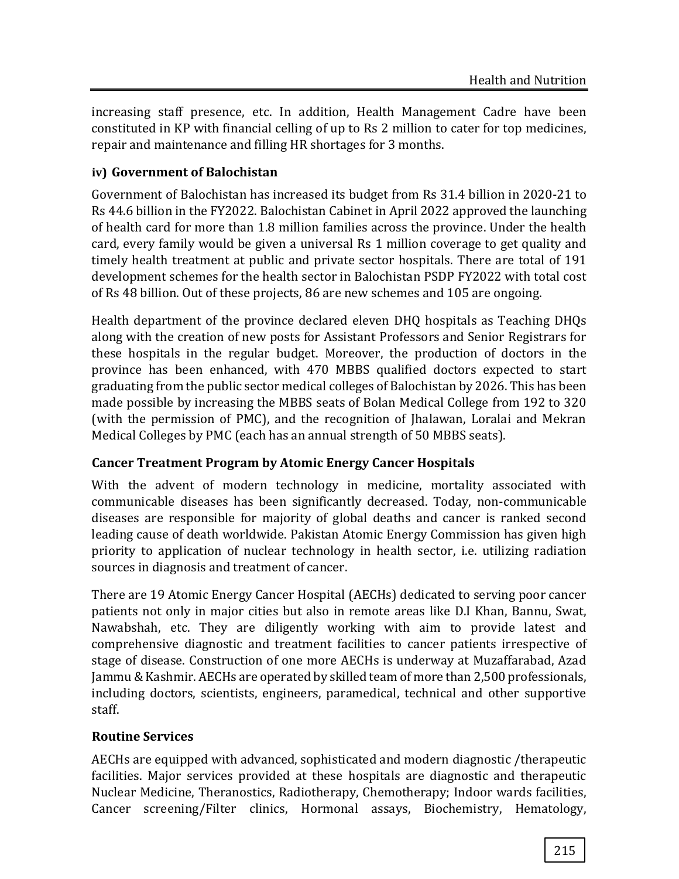increasing staff presence, etc. In addition, Health Management Cadre have been constituted in KP with financial celling of up to Rs 2 million to cater for top medicines, repair and maintenance and filling HR shortages for 3 months.

#### iv) Government of Balochistan

Government of Balochistan has increased its budget from Rs 31.4 billion in 2020-21 to Rs 44.6 billion in the FY2022. Balochistan Cabinet in April 2022 approved the launching of health card for more than 1.8 million families across the province. Under the health card, every family would be given a universal Rs 1 million coverage to get quality and timely health treatment at public and private sector hospitals. There are total of 191 development schemes for the health sector in Balochistan PSDP FY2022 with total cost of Rs 48 billion. Out of these projects, 86 are new schemes and 105 are ongoing.

Health department of the province declared eleven DHQ hospitals as Teaching DHQs along with the creation of new posts for Assistant Professors and Senior Registrars for these hospitals in the regular budget. Moreover, the production of doctors in the province has been enhanced, with 470 MBBS qualified doctors expected to start graduating from the public sector medical colleges of Balochistan by 2026. This has been made possible by increasing the MBBS seats of Bolan Medical College from 192 to 320 (with the permission of PMC), and the recognition of Jhalawan, Loralai and Mekran Medical Colleges by PMC (each has an annual strength of 50 MBBS seats).

### Cancer Treatment Program by Atomic Energy Cancer Hospitals

With the advent of modern technology in medicine, mortality associated with communicable diseases has been significantly decreased. Today, non-communicable diseases are responsible for majority of global deaths and cancer is ranked second leading cause of death worldwide. Pakistan Atomic Energy Commission has given high priority to application of nuclear technology in health sector, i.e. utilizing radiation sources in diagnosis and treatment of cancer.

There are 19 Atomic Energy Cancer Hospital (AECHs) dedicated to serving poor cancer patients not only in major cities but also in remote areas like D.I Khan, Bannu, Swat, Nawabshah, etc. They are diligently working with aim to provide latest and comprehensive diagnostic and treatment facilities to cancer patients irrespective of stage of disease. Construction of one more AECHs is underway at Muzaffarabad, Azad Jammu & Kashmir. AECHs are operated by skilled team of more than 2,500 professionals, including doctors, scientists, engineers, paramedical, technical and other supportive staff.

### Routine Services

AECHs are equipped with advanced, sophisticated and modern diagnostic /therapeutic facilities. Major services provided at these hospitals are diagnostic and therapeutic Nuclear Medicine, Theranostics, Radiotherapy, Chemotherapy; Indoor wards facilities, Cancer screening/Filter clinics, Hormonal assays, Biochemistry, Hematology,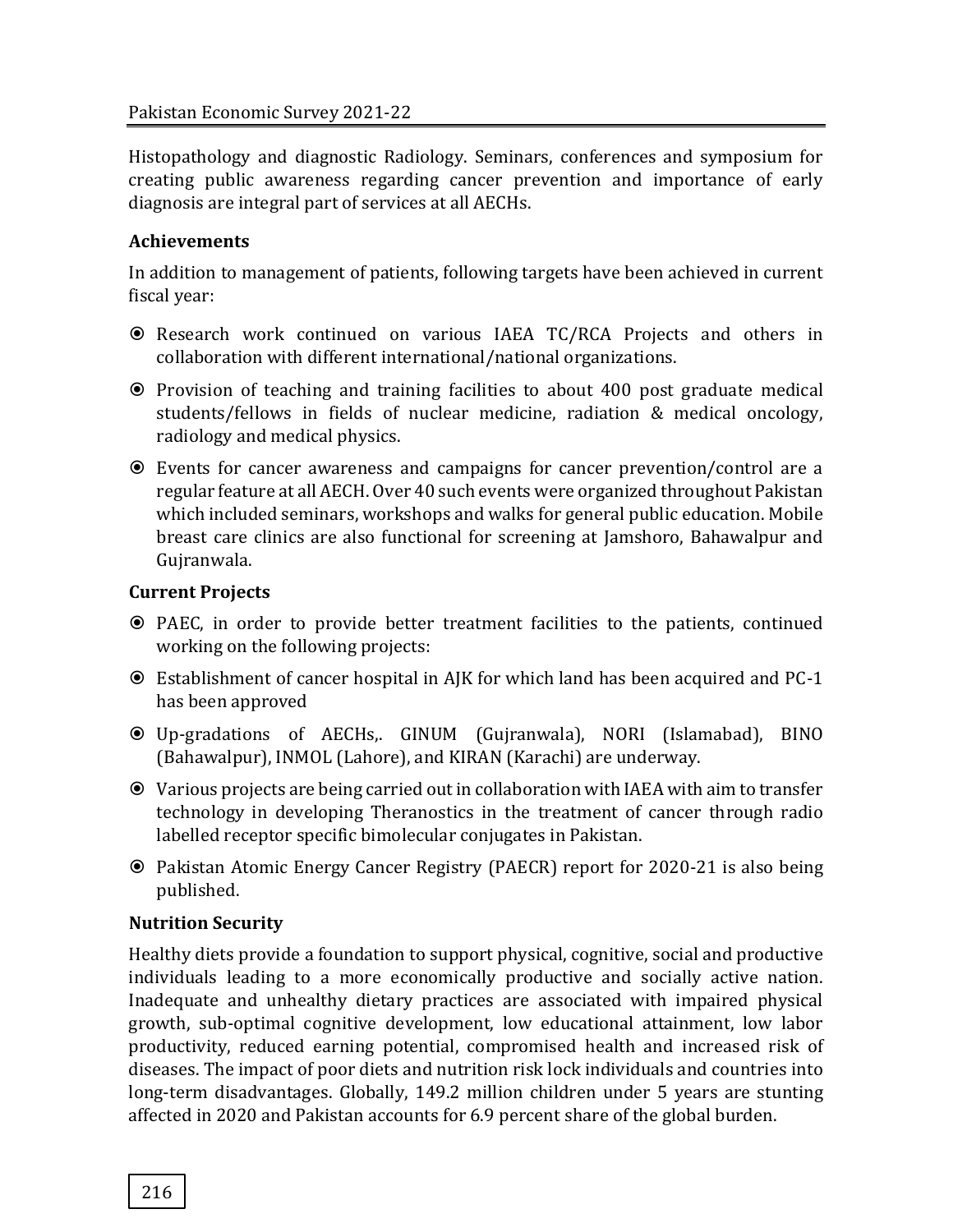Histopathology and diagnostic Radiology. Seminars, conferences and symposium for creating public awareness regarding cancer prevention and importance of early diagnosis are integral part of services at all AECHs.

**Achievements**

In addition to management of patients, following targets have been achieved in current fiscal year:

- Research work continued on various IAEA TC/RCA Projects and others in collaboration with different international/national organizations.
- Provision of teaching and training facilities to about 400 post graduate medical students/fellows in fields of nuclear medicine, radiation & medical oncology, radiology and medical physics.
- Events for cancer awareness and campaigns for cancer prevention/control are a regular feature at all AECH. Over 40 such events were organized throughout Pakistan which included seminars, workshops and walks for general public education. Mobile breast care clinics are also functional for screening at Jamshoro, Bahawalpur and Gujranwala.

**Current Projects**

- PAEC, in order to provide better treatment facilities to the patients, continued working on the following projects:
- Establishment of cancer hospital in AJK for which land has been acquired and PC-1 has been approved
- Up-gradations of AECHs,. GINUM (Gujranwala), NORI (Islamabad), BINO (Bahawalpur), INMOL (Lahore), and KIRAN (Karachi) are underway.
- Various projects are being carried out in collaboration with IAEA with aim to transfer technology in developing Theranostics in the treatment of cancer through radio labelled receptor specific bimolecular conjugates in Pakistan.
- Pakistan Atomic Energy Cancer Registry (PAECR) report for 2020-21 is also being published.

**Nutrition Security**

Healthy diets provide a foundation to support physical, cognitive, social and productive individuals leading to a more economically productive and socially active nation. Inadequate and unhealthy dietary practices are associated with impaired physical growth, sub-optimal cognitive development, low educational attainment, low labor productivity, reduced earning potential, compromised health and increased risk of diseases. The impact of poor diets and nutrition risk lock individuals and countries into long-term disadvantages. Globally, 149.2 million children under 5 years are stunting affected in 2020 and Pakistan accounts for 6.9 percent share of the global burden.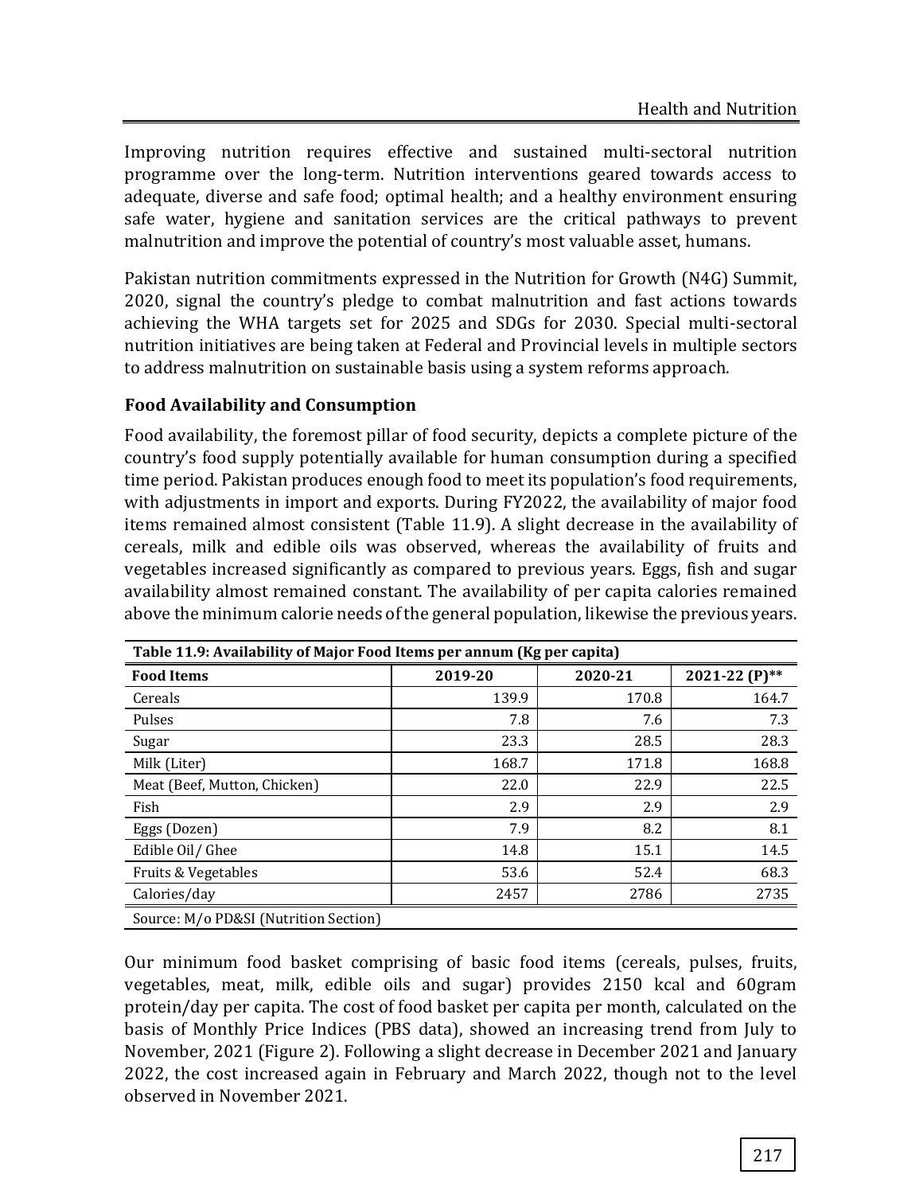Improving nutrition requires effective and sustained multi-sectoral nutrition programme over the long-term. Nutrition interventions geared towards access to adequate, diverse and safe food; optimal health; and a healthy environment ensuring safe water, hygiene and sanitation services are the critical pathways to prevent malnutrition and improve the potential of country's most valuable asset, humans.

Pakistan nutrition commitments expressed in the Nutrition for Growth (N4G) Summit, 2020, signal the country's pledge to combat malnutrition and fast actions towards achieving the WHA targets set for 2025 and SDGs for 2030. Special multi-sectoral nutrition initiatives are being taken at Federal and Provincial levels in multiple sectors to address malnutrition on sustainable basis using a system reforms approach.

### Food Availability and Consumption

Food availability, the foremost pillar of food security, depicts a complete picture of the country's food supply potentially available for human consumption during a specified time period. Pakistan produces enough food to meet its population's food requirements, with adjustments in import and exports. During FY2022, the availability of major food items remained almost consistent (Table 11.9). A slight decrease in the availability of cereals, milk and edible oils was observed, whereas the availability of fruits and vegetables increased significantly as compared to previous years. Eggs, fish and sugar availability almost remained constant. The availability of per capita calories remained above the minimum calorie needs of the general population, likewise the previous years.

**Table 11.9: Availability of Major Food Items per annum (Kg per capita)**

| Food Items | 2019-20 | 2020-21 | 2021-22 (P)** |
|---|---|---|---|
| Cereals | 139.9 | 170.8 | 164.7 |
| Pulses | 7.8 | 7.6 | 7.3 |
| Sugar | 23.3 | 28.5 | 28.3 |
| Milk (Liter) | 168.7 | 171.8 | 168.8 |
| Meat (Beef, Mutton, Chicken) | 22.0 | 22.9 | 22.5 |
| Fish | 2.9 | 2.9 | 2.9 |
| Eggs (Dozen) | 7.9 | 8.2 | 8.1 |
| Edible Oil/ Ghee | 14.8 | 15.1 | 14.5 |
| Fruits & Vegetables | 53.6 | 52.4 | 68.3 |
| Calories/day | 2457 | 2786 | 2735 |

Source: M/o PD&SI (Nutrition Section)

Our minimum food basket comprising of basic food items (cereals, pulses, fruits, vegetables, meat, milk, edible oils and sugar) provides 2150 kcal and 60gram protein/day per capita. The cost of food basket per capita per month, calculated on the basis of Monthly Price Indices (PBS data), showed an increasing trend from July to November, 2021 (Figure 2). Following a slight decrease in December 2021 and January 2022, the cost increased again in February and March 2022, though not to the level observed in November 2021.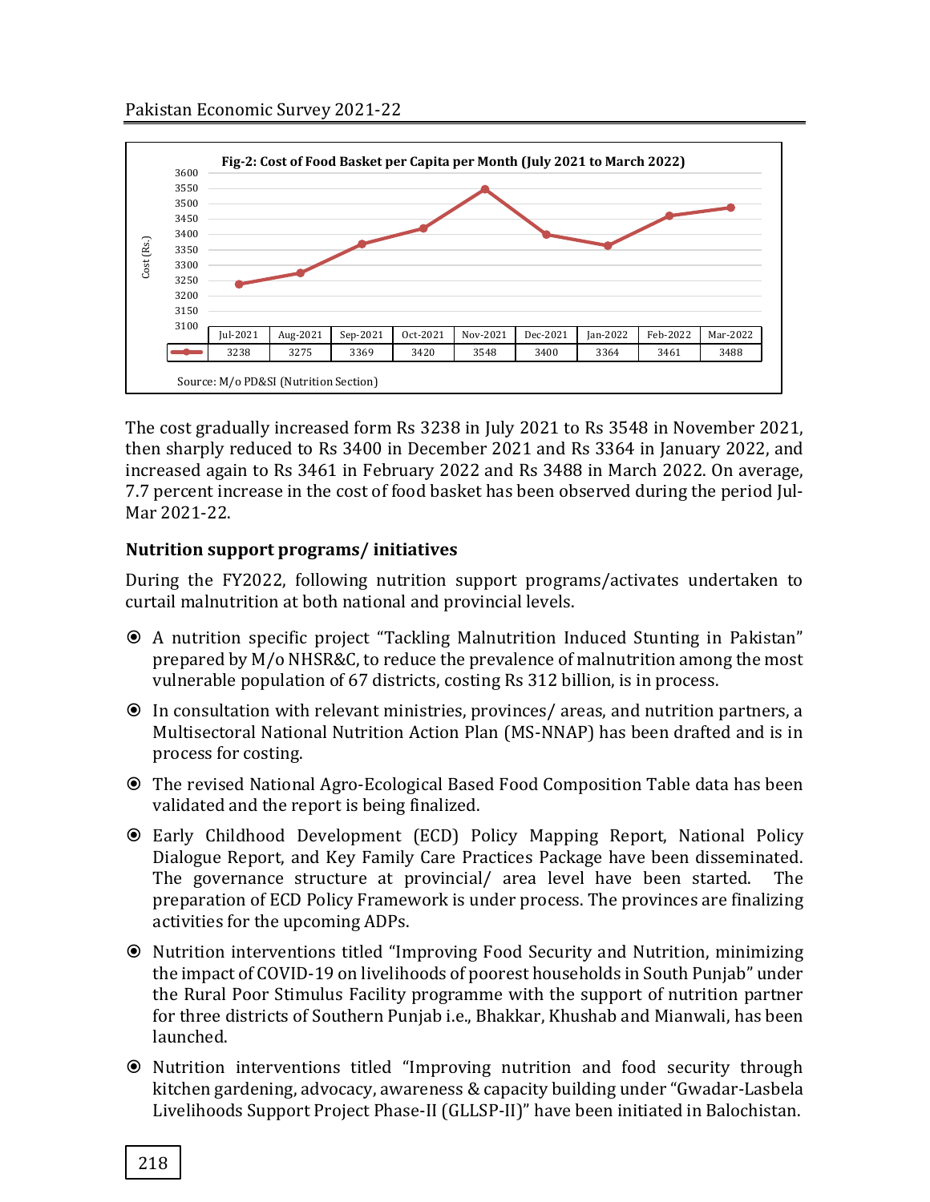**Fig-2: Cost of Food Basket per Capita per Month (July 2021 to March 2022)**

| | Jul-2021 | Aug-2021 | Sep-2021 | Oct-2021 | Nov-2021 | Dec-2021 | Jan-2022 | Feb-2022 | Mar-2022 |
|---|---|---|---|---|---|---|---|---|---|
| Cost (Rs.) | 3238 | 3275 | 3369 | 3420 | 3548 | 3400 | 3364 | 3461 | 3488 |

Source: M/o PD&SI (Nutrition Section)

The cost gradually increased form Rs 3238 in July 2021 to Rs 3548 in November 2021, then sharply reduced to Rs 3400 in December 2021 and Rs 3364 in January 2022, and increased again to Rs 3461 in February 2022 and Rs 3488 in March 2022. On average, 7.7 percent increase in the cost of food basket has been observed during the period Jul-Mar 2021-22.

**Nutrition support programs/ initiatives**

During the FY2022, following nutrition support programs/activates undertaken to curtail malnutrition at both national and provincial levels.

- A nutrition specific project "Tackling Malnutrition Induced Stunting in Pakistan" prepared by M/o NHSR&C, to reduce the prevalence of malnutrition among the most vulnerable population of 67 districts, costing Rs 312 billion, is in process.
- In consultation with relevant ministries, provinces/ areas, and nutrition partners, a Multisectoral National Nutrition Action Plan (MS-NNAP) has been drafted and is in process for costing.
- The revised National Agro-Ecological Based Food Composition Table data has been validated and the report is being finalized.
- Early Childhood Development (ECD) Policy Mapping Report, National Policy Dialogue Report, and Key Family Care Practices Package have been disseminated. The governance structure at provincial/ area level have been started. The preparation of ECD Policy Framework is under process. The provinces are finalizing activities for the upcoming ADPs.
- Nutrition interventions titled "Improving Food Security and Nutrition, minimizing the impact of COVID-19 on livelihoods of poorest households in South Punjab" under the Rural Poor Stimulus Facility programme with the support of nutrition partner for three districts of Southern Punjab i.e., Bhakkar, Khushab and Mianwali, has been launched.
- Nutrition interventions titled "Improving nutrition and food security through kitchen gardening, advocacy, awareness & capacity building under "Gwadar-Lasbela Livelihoods Support Project Phase-II (GLLSP-II)" have been initiated in Balochistan.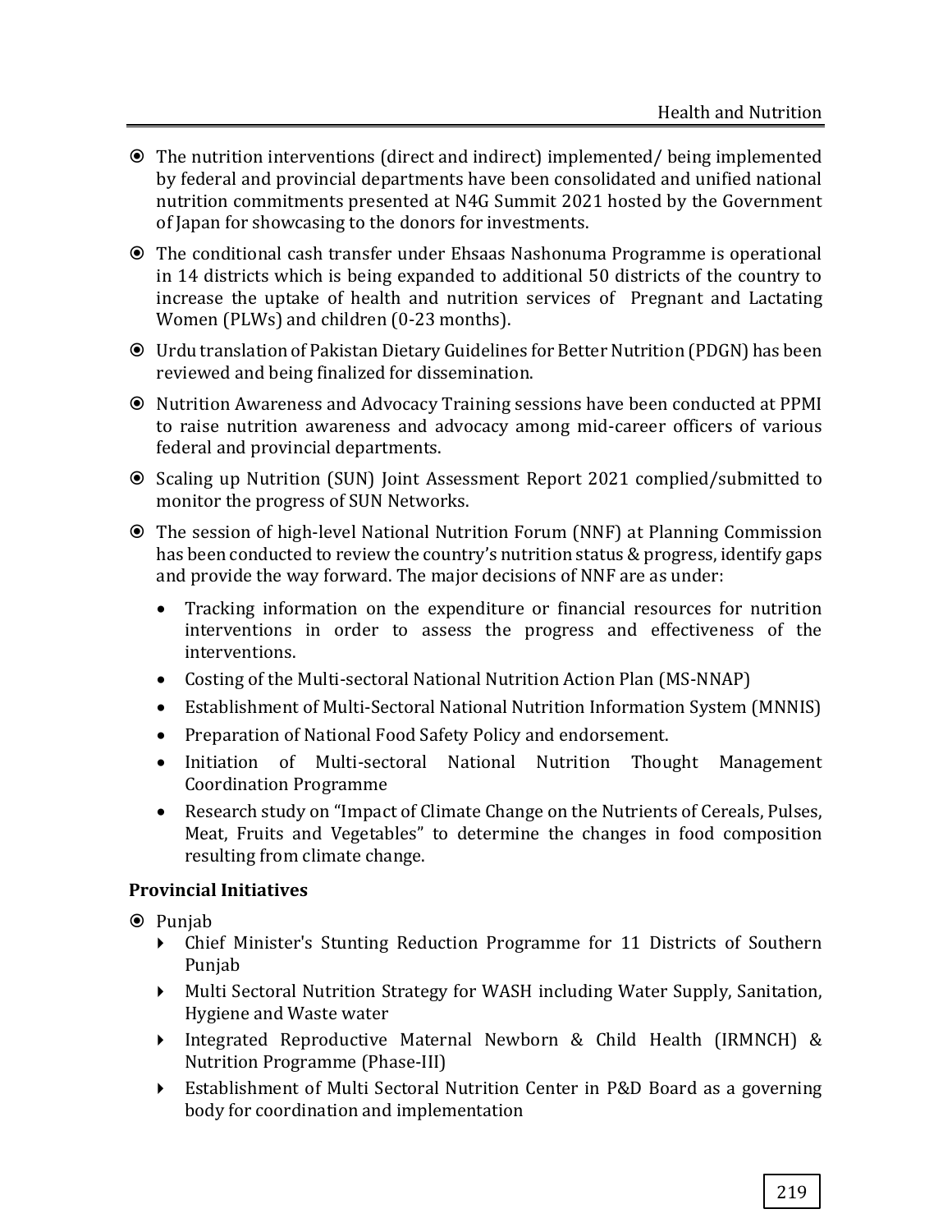- The nutrition interventions (direct and indirect) implemented/ being implemented by federal and provincial departments have been consolidated and unified national nutrition commitments presented at N4G Summit 2021 hosted by the Government of Japan for showcasing to the donors for investments.
- The conditional cash transfer under Ehsaas Nashonuma Programme is operational in 14 districts which is being expanded to additional 50 districts of the country to increase the uptake of health and nutrition services of Pregnant and Lactating Women (PLWs) and children (0-23 months).
- Urdu translation of Pakistan Dietary Guidelines for Better Nutrition (PDGN) has been reviewed and being finalized for dissemination.
- Nutrition Awareness and Advocacy Training sessions have been conducted at PPMI to raise nutrition awareness and advocacy among mid-career officers of various federal and provincial departments.
- Scaling up Nutrition (SUN) Joint Assessment Report 2021 complied/submitted to monitor the progress of SUN Networks.
- The session of high-level National Nutrition Forum (NNF) at Planning Commission has been conducted to review the country's nutrition status & progress, identify gaps and provide the way forward. The major decisions of NNF are as under:
  - Tracking information on the expenditure or financial resources for nutrition interventions in order to assess the progress and effectiveness of the interventions.
  - Costing of the Multi-sectoral National Nutrition Action Plan (MS-NNAP)
  - Establishment of Multi-Sectoral National Nutrition Information System (MNNIS)
  - Preparation of National Food Safety Policy and endorsement.
  - Initiation of Multi-sectoral National Nutrition Thought Management Coordination Programme
  - Research study on "Impact of Climate Change on the Nutrients of Cereals, Pulses, Meat, Fruits and Vegetables" to determine the changes in food composition resulting from climate change.

**Provincial Initiatives**

- Punjab
  - Chief Minister's Stunting Reduction Programme for 11 Districts of Southern Punjab
  - Multi Sectoral Nutrition Strategy for WASH including Water Supply, Sanitation, Hygiene and Waste water
  - Integrated Reproductive Maternal Newborn & Child Health (IRMNCH) & Nutrition Programme (Phase-III)
  - Establishment of Multi Sectoral Nutrition Center in P&D Board as a governing body for coordination and implementation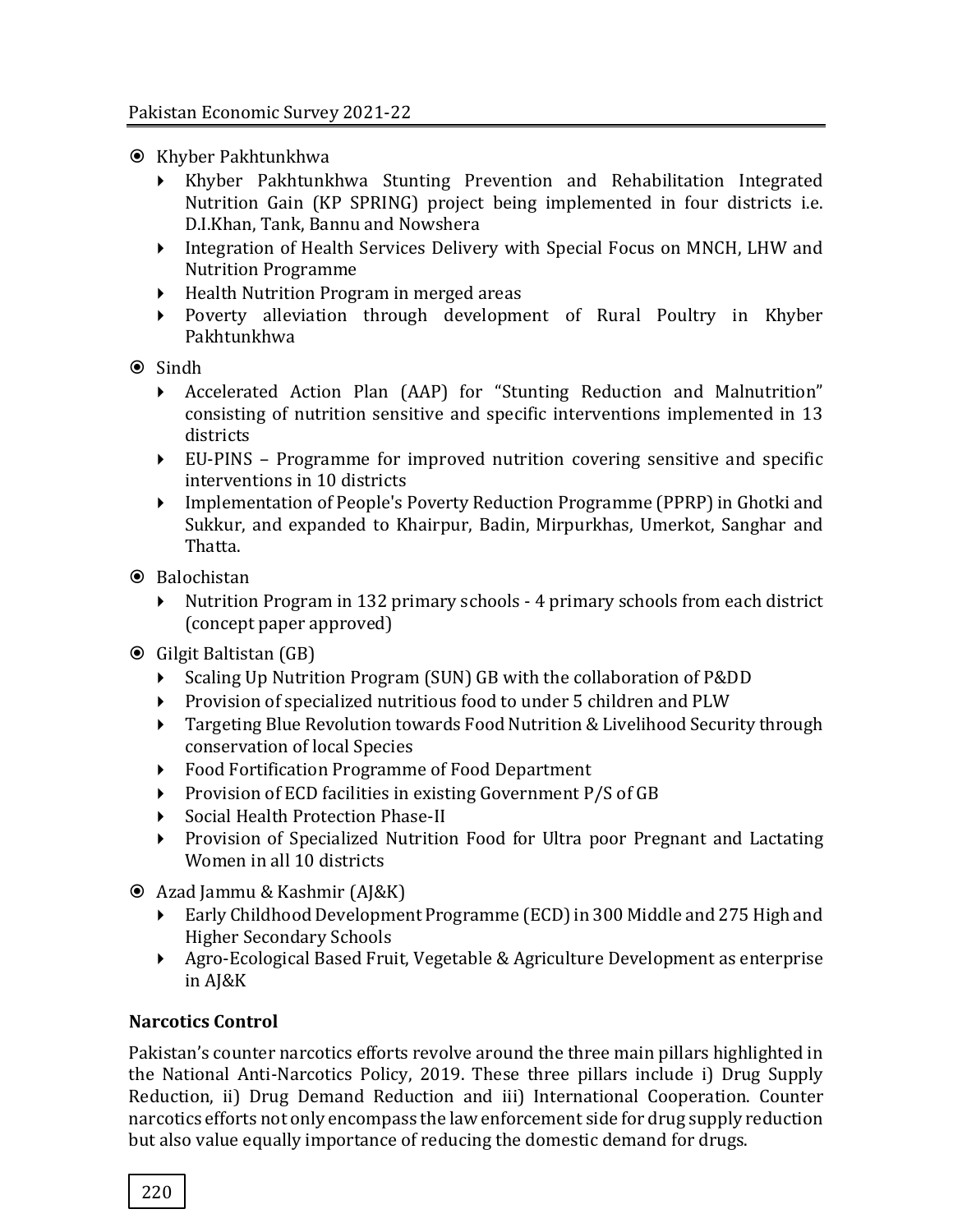- Khyber Pakhtunkhwa
  - Khyber Pakhtunkhwa Stunting Prevention and Rehabilitation Integrated Nutrition Gain (KP SPRING) project being implemented in four districts i.e. D.I.Khan, Tank, Bannu and Nowshera
  - Integration of Health Services Delivery with Special Focus on MNCH, LHW and Nutrition Programme
  - Health Nutrition Program in merged areas
  - Poverty alleviation through development of Rural Poultry in Khyber Pakhtunkhwa
- Sindh
  - Accelerated Action Plan (AAP) for "Stunting Reduction and Malnutrition" consisting of nutrition sensitive and specific interventions implemented in 13 districts
  - EU-PINS – Programme for improved nutrition covering sensitive and specific interventions in 10 districts
  - Implementation of People's Poverty Reduction Programme (PPRP) in Ghotki and Sukkur, and expanded to Khairpur, Badin, Mirpurkhas, Umerkot, Sanghar and Thatta.
- Balochistan
  - Nutrition Program in 132 primary schools - 4 primary schools from each district (concept paper approved)
- Gilgit Baltistan (GB)
  - Scaling Up Nutrition Program (SUN) GB with the collaboration of P&DD
  - Provision of specialized nutritious food to under 5 children and PLW
  - Targeting Blue Revolution towards Food Nutrition & Livelihood Security through conservation of local Species
  - Food Fortification Programme of Food Department
  - Provision of ECD facilities in existing Government P/S of GB
  - Social Health Protection Phase-II
  - Provision of Specialized Nutrition Food for Ultra poor Pregnant and Lactating Women in all 10 districts
- Azad Jammu & Kashmir (AJ&K)
  - Early Childhood Development Programme (ECD) in 300 Middle and 275 High and Higher Secondary Schools
  - Agro-Ecological Based Fruit, Vegetable & Agriculture Development as enterprise in AJ&K

**Narcotics Control**

Pakistan's counter narcotics efforts revolve around the three main pillars highlighted in the National Anti-Narcotics Policy, 2019. These three pillars include i) Drug Supply Reduction, ii) Drug Demand Reduction and iii) International Cooperation. Counter narcotics efforts not only encompass the law enforcement side for drug supply reduction but also value equally importance of reducing the domestic demand for drugs.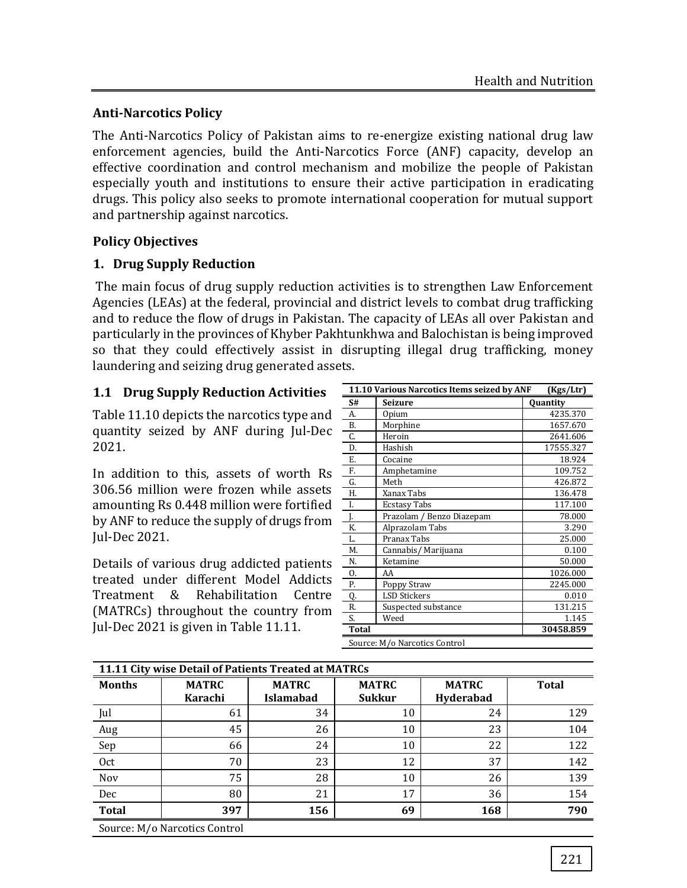## Anti-Narcotics Policy

The Anti-Narcotics Policy of Pakistan aims to re-energize existing national drug law enforcement agencies, build the Anti-Narcotics Force (ANF) capacity, develop an effective coordination and control mechanism and mobilize the people of Pakistan especially youth and institutions to ensure their active participation in eradicating drugs. This policy also seeks to promote international cooperation for mutual support and partnership against narcotics.

### Policy Objectives

### 1. Drug Supply Reduction

The main focus of drug supply reduction activities is to strengthen Law Enforcement Agencies (LEAs) at the federal, provincial and district levels to combat drug trafficking and to reduce the flow of drugs in Pakistan. The capacity of LEAs all over Pakistan and particularly in the provinces of Khyber Pakhtunkhwa and Balochistan is being improved so that they could effectively assist in disrupting illegal drug trafficking, money laundering and seizing drug generated assets.

### 1.1 Drug Supply Reduction Activities

Table 11.10 depicts the narcotics type and quantity seized by ANF during Jul-Dec 2021.

In addition to this, assets of worth Rs 306.56 million were frozen while assets amounting Rs 0.448 million were fortified by ANF to reduce the supply of drugs from Jul-Dec 2021.

Details of various drug addicted patients treated under different Model Addicts Treatment & Rehabilitation Centre (MATRCs) throughout the country from Jul-Dec 2021 is given in Table 11.11.

**11.10 Various Narcotics Items seized by ANF (Kgs/Ltr)**

| S# | Seizure | Quantity |
|---|---|---|
| A. | Opium | 4235.370 |
| B. | Morphine | 1657.670 |
| C. | Heroin | 2641.606 |
| D. | Hashish | 17555.327 |
| E. | Cocaine | 18.924 |
| F. | Amphetamine | 109.752 |
| G. | Meth | 426.872 |
| H. | Xanax Tabs | 136.478 |
| I. | Ecstasy Tabs | 117.100 |
| J. | Prazolam / Benzo Diazepam | 78.000 |
| K. | Alprazolam Tabs | 3.290 |
| L. | Pranax Tabs | 25.000 |
| M. | Cannabis/ Marijuana | 0.100 |
| N. | Ketamine | 50.000 |
| O. | AA | 1026.000 |
| P. | Poppy Straw | 2245.000 |
| Q. | LSD Stickers | 0.010 |
| R. | Suspected substance | 131.215 |
| S. | Weed | 1.145 |
| **Total** | | **30458.859** |

Source: M/o Narcotics Control

**11.11 City wise Detail of Patients Treated at MATRCs**

| Months | MATRC Karachi | MATRC Islamabad | MATRC Sukkur | MATRC Hyderabad | Total |
|---|---|---|---|---|---|
| Jul | 61 | 34 | 10 | 24 | 129 |
| Aug | 45 | 26 | 10 | 23 | 104 |
| Sep | 66 | 24 | 10 | 22 | 122 |
| Oct | 70 | 23 | 12 | 37 | 142 |
| Nov | 75 | 28 | 10 | 26 | 139 |
| Dec | 80 | 21 | 17 | 36 | 154 |
| **Total** | **397** | **156** | **69** | **168** | **790** |

Source: M/o Narcotics Control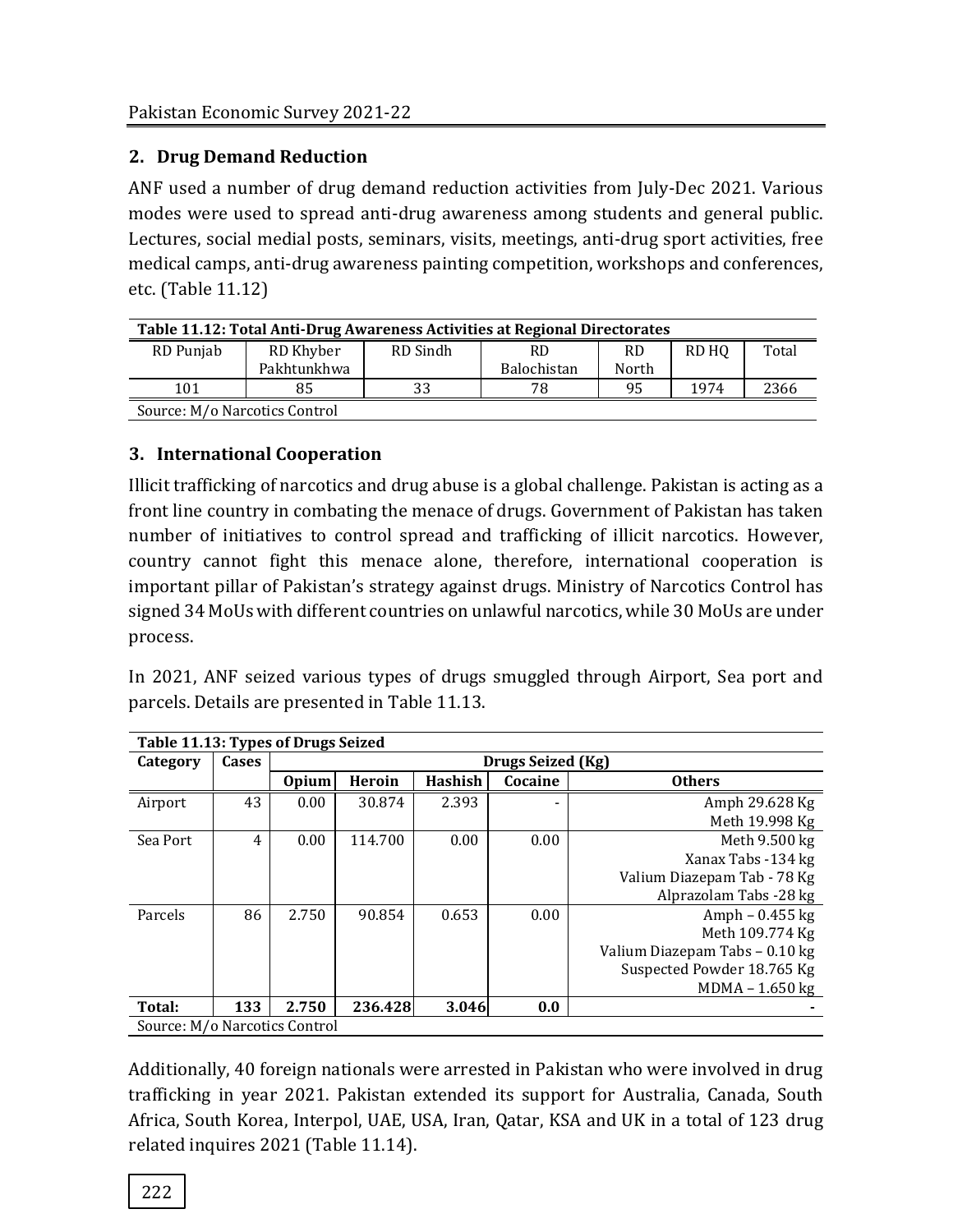## 2. Drug Demand Reduction

ANF used a number of drug demand reduction activities from July-Dec 2021. Various modes were used to spread anti-drug awareness among students and general public. Lectures, social medial posts, seminars, visits, meetings, anti-drug sport activities, free medical camps, anti-drug awareness painting competition, workshops and conferences, etc. (Table 11.12)

**Table 11.12: Total Anti-Drug Awareness Activities at Regional Directorates**

| RD Punjab | RD Khyber Pakhtunkhwa | RD Sindh | RD Balochistan | RD North | RD HQ | Total |
|---|---|---|---|---|---|---|
| 101 | 85 | 33 | 78 | 95 | 1974 | 2366 |

Source: M/o Narcotics Control

## 3. International Cooperation

Illicit trafficking of narcotics and drug abuse is a global challenge. Pakistan is acting as a front line country in combating the menace of drugs. Government of Pakistan has taken number of initiatives to control spread and trafficking of illicit narcotics. However, country cannot fight this menace alone, therefore, international cooperation is important pillar of Pakistan's strategy against drugs. Ministry of Narcotics Control has signed 34 MoUs with different countries on unlawful narcotics, while 30 MoUs are under process.

In 2021, ANF seized various types of drugs smuggled through Airport, Sea port and parcels. Details are presented in Table 11.13.

**Table 11.13: Types of Drugs Seized**

| Category | Cases | Drugs Seized (Kg) | | | | |
|---|---|---|---|---|---|---|
| | | **Opium** | **Heroin** | **Hashish** | **Cocaine** | **Others** |
| Airport | 43 | 0.00 | 30.874 | 2.393 | - | Amph 29.628 Kg<br>Meth 19.998 Kg |
| Sea Port | 4 | 0.00 | 114.700 | 0.00 | 0.00 | Meth 9.500 kg<br>Xanax Tabs -134 kg<br>Valium Diazepam Tab - 78 Kg<br>Alprazolam Tabs -28 kg |
| Parcels | 86 | 2.750 | 90.854 | 0.653 | 0.00 | Amph – 0.455 kg<br>Meth 109.774 Kg<br>Valium Diazepam Tabs – 0.10 kg<br>Suspected Powder 18.765 Kg<br>MDMA – 1.650 kg |
| **Total:** | **133** | **2.750** | **236.428** | **3.046** | **0.0** | **-** |

Source: M/o Narcotics Control

Additionally, 40 foreign nationals were arrested in Pakistan who were involved in drug trafficking in year 2021. Pakistan extended its support for Australia, Canada, South Africa, South Korea, Interpol, UAE, USA, Iran, Qatar, KSA and UK in a total of 123 drug related inquires 2021 (Table 11.14).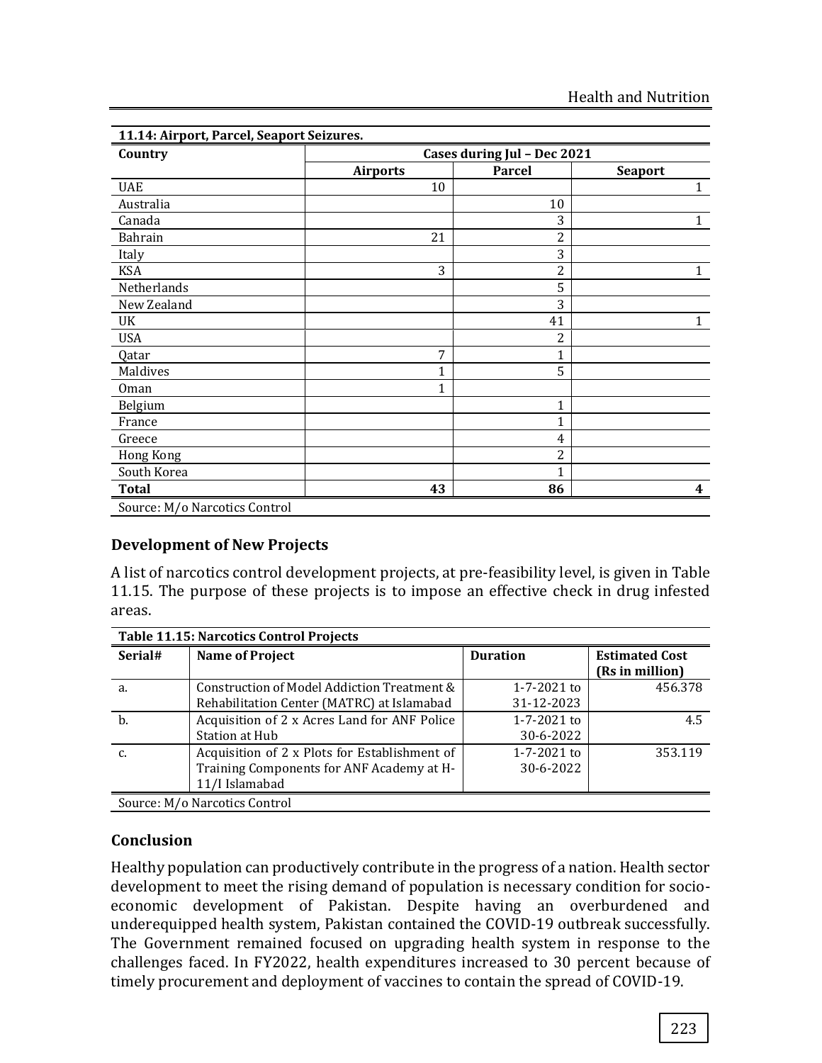| 11.14: Airport, Parcel, Seaport Seizures. | | | |
|---|---|---|---|
| **Country** | **Cases during Jul – Dec 2021** | | |
| | **Airports** | **Parcel** | **Seaport** |
| UAE | 10 | | 1 |
| Australia | | 10 | |
| Canada | | 3 | 1 |
| Bahrain | 21 | 2 | |
| Italy | | 3 | |
| KSA | 3 | 2 | 1 |
| Netherlands | | 5 | |
| New Zealand | | 3 | |
| UK | | 41 | 1 |
| USA | | 2 | |
| Qatar | 7 | 1 | |
| Maldives | 1 | 5 | |
| Oman | 1 | | |
| Belgium | | 1 | |
| France | | 1 | |
| Greece | | 4 | |
| Hong Kong | | 2 | |
| South Korea | | 1 | |
| **Total** | **43** | **86** | **4** |

Source: M/o Narcotics Control

## Development of New Projects

A list of narcotics control development projects, at pre-feasibility level, is given in Table 11.15. The purpose of these projects is to impose an effective check in drug infested areas.

| Table 11.15: Narcotics Control Projects | | | |
|---|---|---|---|
| **Serial#** | **Name of Project** | **Duration** | **Estimated Cost (Rs in million)** |
| a. | Construction of Model Addiction Treatment & Rehabilitation Center (MATRC) at Islamabad | 1-7-2021 to 31-12-2023 | 456.378 |
| b. | Acquisition of 2 x Acres Land for ANF Police Station at Hub | 1-7-2021 to 30-6-2022 | 4.5 |
| c. | Acquisition of 2 x Plots for Establishment of Training Components for ANF Academy at H-11/I Islamabad | 1-7-2021 to 30-6-2022 | 353.119 |

Source: M/o Narcotics Control

## Conclusion

Healthy population can productively contribute in the progress of a nation. Health sector development to meet the rising demand of population is necessary condition for socio-economic development of Pakistan. Despite having an overburdened and underequipped health system, Pakistan contained the COVID-19 outbreak successfully. The Government remained focused on upgrading health system in response to the challenges faced. In FY2022, health expenditures increased to 30 percent because of timely procurement and deployment of vaccines to contain the spread of COVID-19.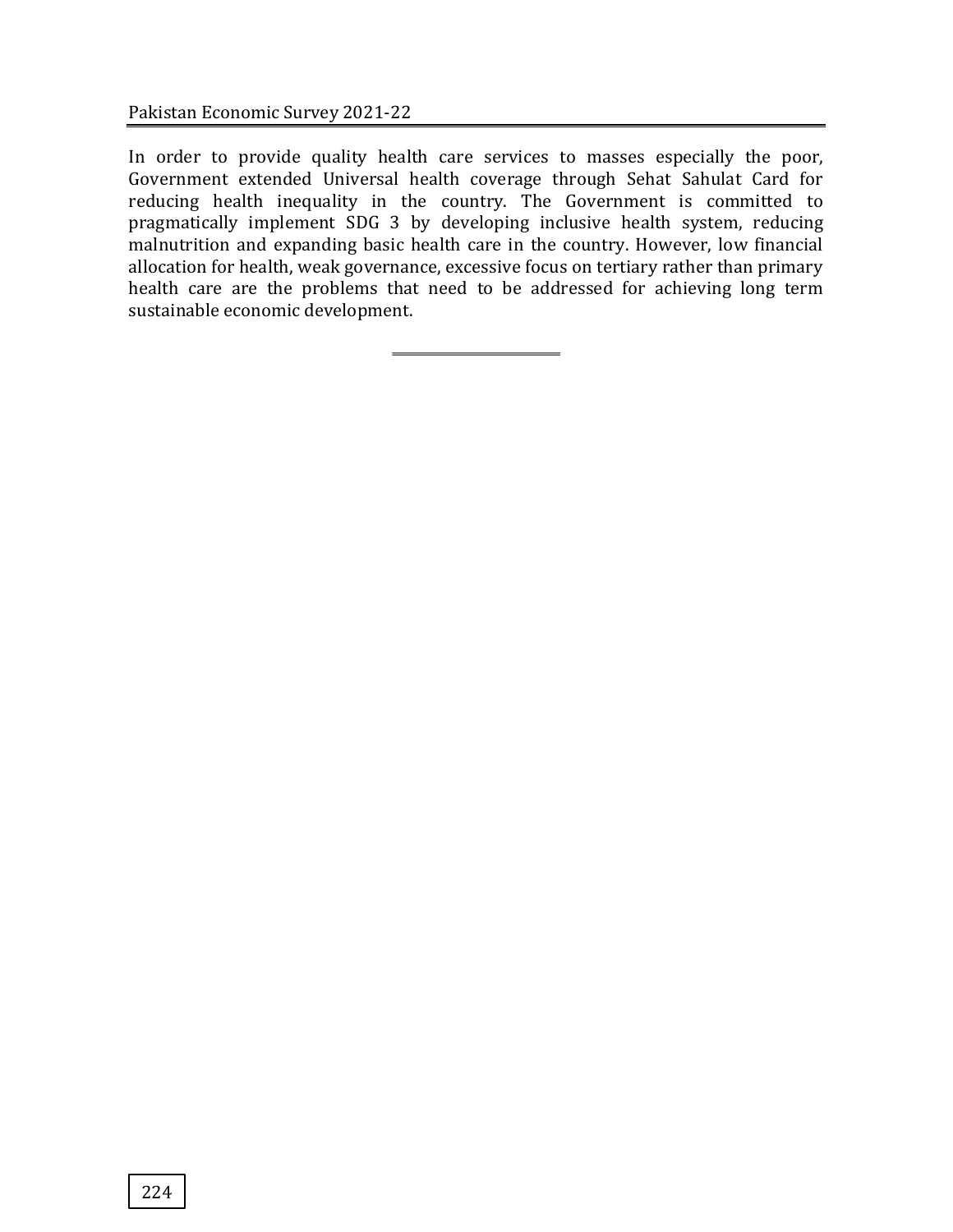In order to provide quality health care services to masses especially the poor, Government extended Universal health coverage through Sehat Sahulat Card for reducing health inequality in the country. The Government is committed to pragmatically implement SDG 3 by developing inclusive health system, reducing malnutrition and expanding basic health care in the country. However, low financial allocation for health, weak governance, excessive focus on tertiary rather than primary health care are the problems that need to be addressed for achieving long term sustainable economic development.